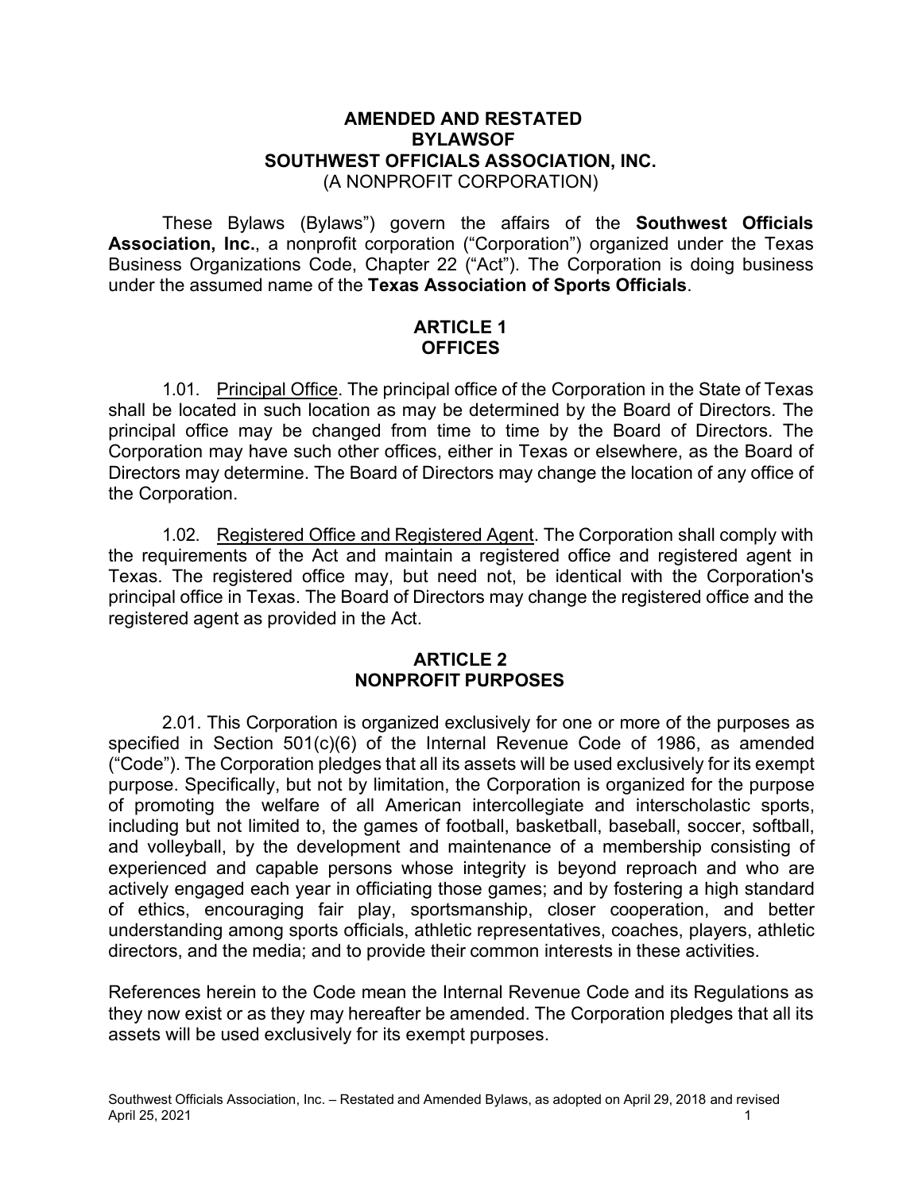# AMENDED AND RESTATED BYLAWSOF SOUTHWEST OFFICIALS ASSOCIATION, INC.

(A NONPROFIT CORPORATION)

These Bylaws (Bylaws") govern the affairs of the **Southwest Officials Association, Inc.**, a nonprofit corporation ("Corporation") organized under the Texas Business Organizations Code, Chapter 22 ("Act"). The Corporation is doing business under the assumed name of the **Texas Association of Sports Officials**.

## ARTICLE 1 OFFICES

1.01. Principal Office. The principal office of the Corporation in the State of Texas shall be located in such location as may be determined by the Board of Directors. The principal office may be changed from time to time by the Board of Directors. The Corporation may have such other offices, either in Texas or elsewhere, as the Board of Directors may determine. The Board of Directors may change the location of any office of the Corporation.

1.02. Registered Office and Registered Agent. The Corporation shall comply with the requirements of the Act and maintain a registered office and registered agent in Texas. The registered office may, but need not, be identical with the Corporation's principal office in Texas. The Board of Directors may change the registered office and the registered agent as provided in the Act.

## ARTICLE 2 NONPROFIT PURPOSES

2.01. This Corporation is organized exclusively for one or more of the purposes as specified in Section 501(c)(6) of the Internal Revenue Code of 1986, as amended ("Code"). The Corporation pledges that all its assets will be used exclusively for its exempt purpose. Specifically, but not by limitation, the Corporation is organized for the purpose of promoting the welfare of all American intercollegiate and interscholastic sports, including but not limited to, the games of football, basketball, baseball, soccer, softball, and volleyball, by the development and maintenance of a membership consisting of experienced and capable persons whose integrity is beyond reproach and who are actively engaged each year in officiating those games; and by fostering a high standard of ethics, encouraging fair play, sportsmanship, closer cooperation, and better understanding among sports officials, athletic representatives, coaches, players, athletic directors, and the media; and to provide their common interests in these activities.

References herein to the Code mean the Internal Revenue Code and its Regulations as they now exist or as they may hereafter be amended. The Corporation pledges that all its assets will be used exclusively for its exempt purposes.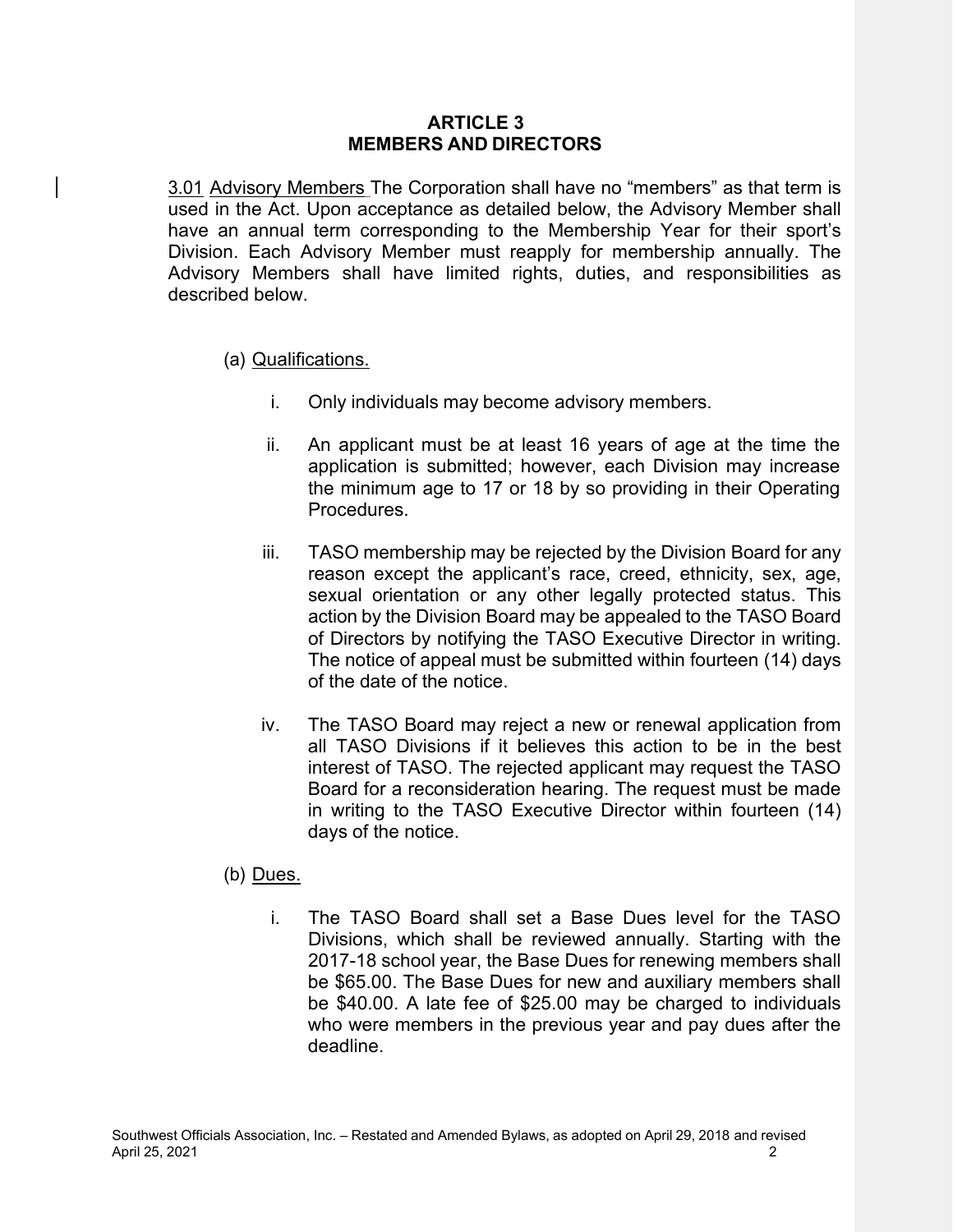## ARTICLE 3
## MEMBERS AND DIRECTORS

3.01 Advisory Members The Corporation shall have no "members" as that term is used in the Act. Upon acceptance as detailed below, the Advisory Member shall have an annual term corresponding to the Membership Year for their sport's Division. Each Advisory Member must reapply for membership annually. The Advisory Members shall have limited rights, duties, and responsibilities as described below.

(a) Qualifications.

i. Only individuals may become advisory members.

ii. An applicant must be at least 16 years of age at the time the application is submitted; however, each Division may increase the minimum age to 17 or 18 by so providing in their Operating Procedures.

iii. TASO membership may be rejected by the Division Board for any reason except the applicant's race, creed, ethnicity, sex, age, sexual orientation or any other legally protected status. This action by the Division Board may be appealed to the TASO Board of Directors by notifying the TASO Executive Director in writing. The notice of appeal must be submitted within fourteen (14) days of the date of the notice.

iv. The TASO Board may reject a new or renewal application from all TASO Divisions if it believes this action to be in the best interest of TASO. The rejected applicant may request the TASO Board for a reconsideration hearing. The request must be made in writing to the TASO Executive Director within fourteen (14) days of the notice.

(b) Dues.

i. The TASO Board shall set a Base Dues level for the TASO Divisions, which shall be reviewed annually. Starting with the 2017-18 school year, the Base Dues for renewing members shall be $65.00. The Base Dues for new and auxiliary members shall be $40.00. A late fee of $25.00 may be charged to individuals who were members in the previous year and pay dues after the deadline.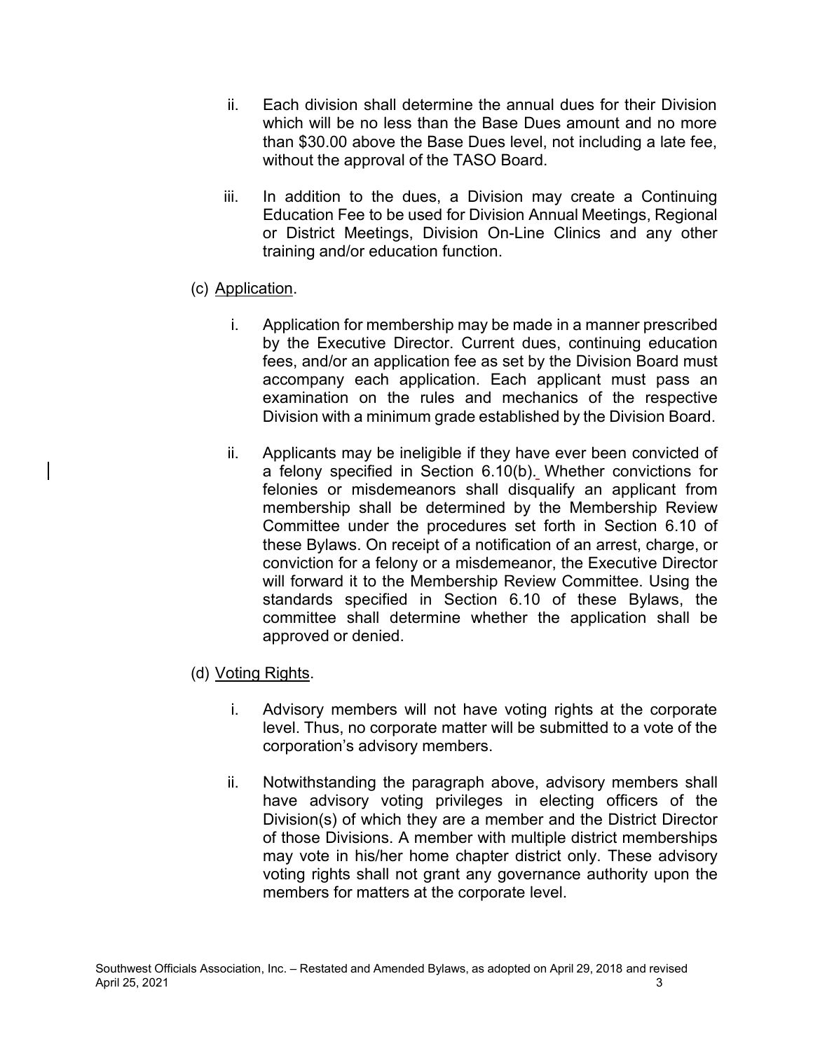ii. Each division shall determine the annual dues for their Division which will be no less than the Base Dues amount and no more than $30.00 above the Base Dues level, not including a late fee, without the approval of the TASO Board.

iii. In addition to the dues, a Division may create a Continuing Education Fee to be used for Division Annual Meetings, Regional or District Meetings, Division On-Line Clinics and any other training and/or education function.

(c) Application.

i. Application for membership may be made in a manner prescribed by the Executive Director. Current dues, continuing education fees, and/or an application fee as set by the Division Board must accompany each application. Each applicant must pass an examination on the rules and mechanics of the respective Division with a minimum grade established by the Division Board.

ii. Applicants may be ineligible if they have ever been convicted of a felony specified in Section 6.10(b). Whether convictions for felonies or misdemeanors shall disqualify an applicant from membership shall be determined by the Membership Review Committee under the procedures set forth in Section 6.10 of these Bylaws. On receipt of a notification of an arrest, charge, or conviction for a felony or a misdemeanor, the Executive Director will forward it to the Membership Review Committee. Using the standards specified in Section 6.10 of these Bylaws, the committee shall determine whether the application shall be approved or denied.

(d) Voting Rights.

i. Advisory members will not have voting rights at the corporate level. Thus, no corporate matter will be submitted to a vote of the corporation's advisory members.

ii. Notwithstanding the paragraph above, advisory members shall have advisory voting privileges in electing officers of the Division(s) of which they are a member and the District Director of those Divisions. A member with multiple district memberships may vote in his/her home chapter district only. These advisory voting rights shall not grant any governance authority upon the members for matters at the corporate level.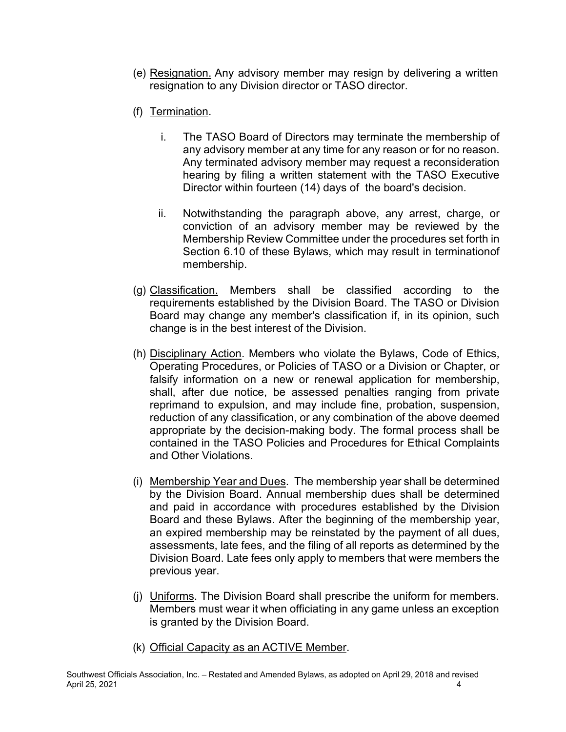(e) Resignation. Any advisory member may resign by delivering a written resignation to any Division director or TASO director.

(f) Termination.

  i. The TASO Board of Directors may terminate the membership of any advisory member at any time for any reason or for no reason. Any terminated advisory member may request a reconsideration hearing by filing a written statement with the TASO Executive Director within fourteen (14) days of the board's decision.

  ii. Notwithstanding the paragraph above, any arrest, charge, or conviction of an advisory member may be reviewed by the Membership Review Committee under the procedures set forth in Section 6.10 of these Bylaws, which may result in terminationof membership.

(g) Classification. Members shall be classified according to the requirements established by the Division Board. The TASO or Division Board may change any member's classification if, in its opinion, such change is in the best interest of the Division.

(h) Disciplinary Action. Members who violate the Bylaws, Code of Ethics, Operating Procedures, or Policies of TASO or a Division or Chapter, or falsify information on a new or renewal application for membership, shall, after due notice, be assessed penalties ranging from private reprimand to expulsion, and may include fine, probation, suspension, reduction of any classification, or any combination of the above deemed appropriate by the decision-making body. The formal process shall be contained in the TASO Policies and Procedures for Ethical Complaints and Other Violations.

(i) Membership Year and Dues. The membership year shall be determined by the Division Board. Annual membership dues shall be determined and paid in accordance with procedures established by the Division Board and these Bylaws. After the beginning of the membership year, an expired membership may be reinstated by the payment of all dues, assessments, late fees, and the filing of all reports as determined by the Division Board. Late fees only apply to members that were members the previous year.

(j) Uniforms. The Division Board shall prescribe the uniform for members. Members must wear it when officiating in any game unless an exception is granted by the Division Board.

(k) Official Capacity as an ACTIVE Member.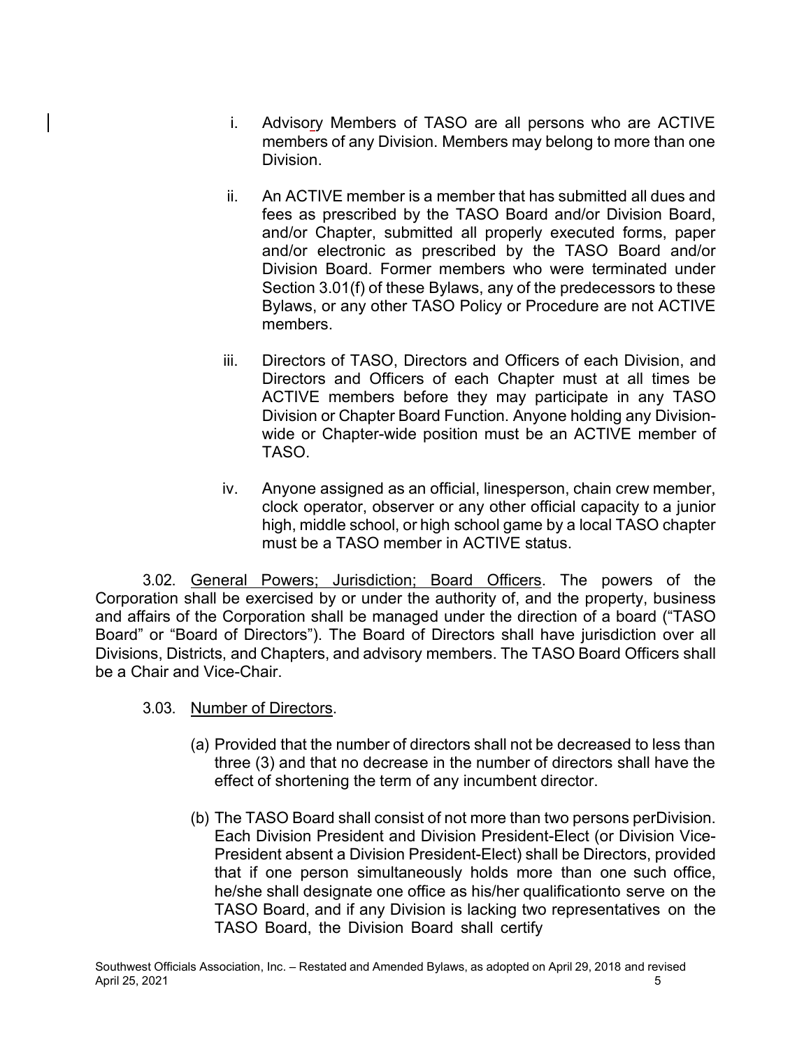i. Advisory Members of TASO are all persons who are ACTIVE members of any Division. Members may belong to more than one Division.

ii. An ACTIVE member is a member that has submitted all dues and fees as prescribed by the TASO Board and/or Division Board, and/or Chapter, submitted all properly executed forms, paper and/or electronic as prescribed by the TASO Board and/or Division Board. Former members who were terminated under Section 3.01(f) of these Bylaws, any of the predecessors to these Bylaws, or any other TASO Policy or Procedure are not ACTIVE members.

iii. Directors of TASO, Directors and Officers of each Division, and Directors and Officers of each Chapter must at all times be ACTIVE members before they may participate in any TASO Division or Chapter Board Function. Anyone holding any Division-wide or Chapter-wide position must be an ACTIVE member of TASO.

iv. Anyone assigned as an official, linesperson, chain crew member, clock operator, observer or any other official capacity to a junior high, middle school, or high school game by a local TASO chapter must be a TASO member in ACTIVE status.

3.02. General Powers; Jurisdiction; Board Officers. The powers of the Corporation shall be exercised by or under the authority of, and the property, business and affairs of the Corporation shall be managed under the direction of a board ("TASO Board" or "Board of Directors"). The Board of Directors shall have jurisdiction over all Divisions, Districts, and Chapters, and advisory members. The TASO Board Officers shall be a Chair and Vice-Chair.

3.03. Number of Directors.

(a) Provided that the number of directors shall not be decreased to less than three (3) and that no decrease in the number of directors shall have the effect of shortening the term of any incumbent director.

(b) The TASO Board shall consist of not more than two persons perDivision. Each Division President and Division President-Elect (or Division Vice-President absent a Division President-Elect) shall be Directors, provided that if one person simultaneously holds more than one such office, he/she shall designate one office as his/her qualificationto serve on the TASO Board, and if any Division is lacking two representatives on the TASO Board, the Division Board shall certify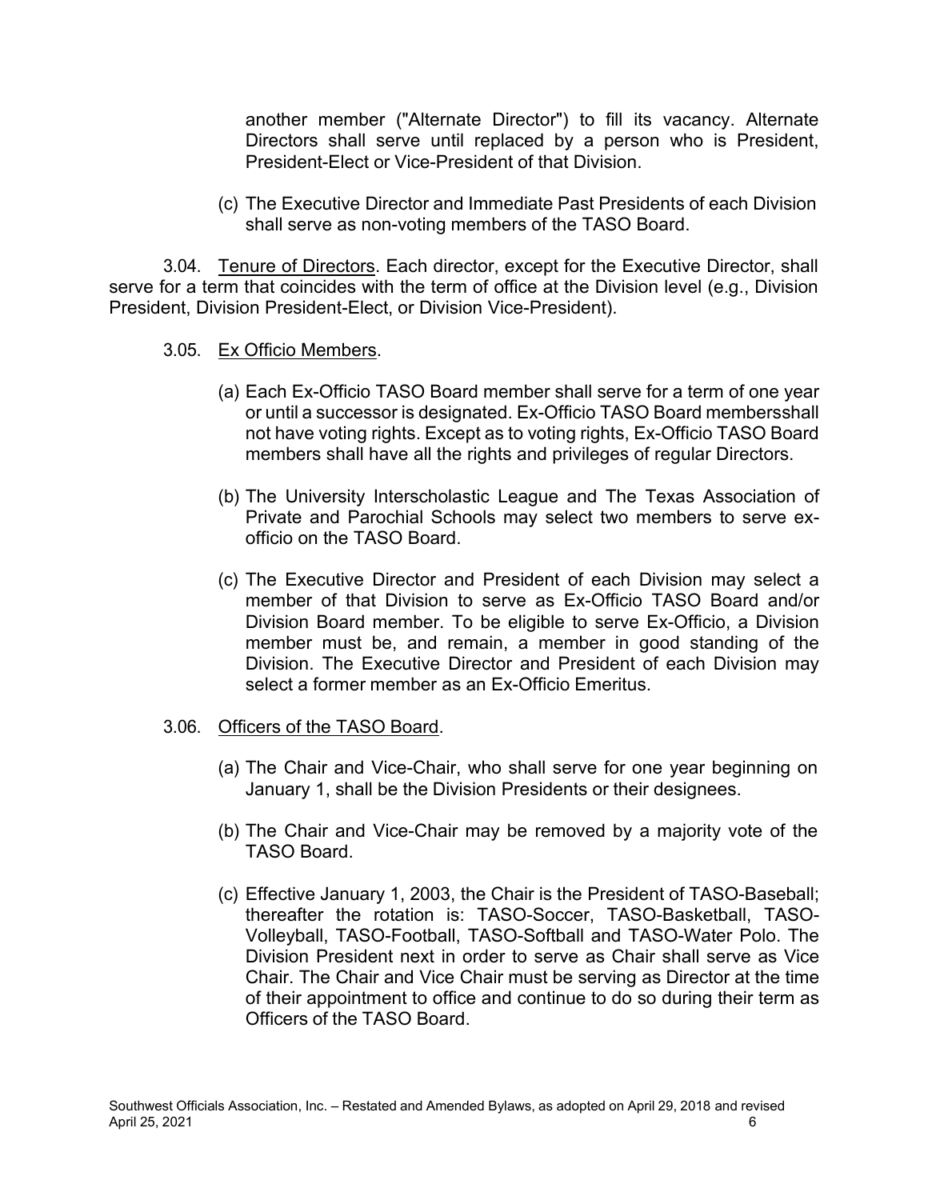another member ("Alternate Director") to fill its vacancy. Alternate Directors shall serve until replaced by a person who is President, President-Elect or Vice-President of that Division.

(c) The Executive Director and Immediate Past Presidents of each Division shall serve as non-voting members of the TASO Board.

3.04. Tenure of Directors. Each director, except for the Executive Director, shall serve for a term that coincides with the term of office at the Division level (e.g., Division President, Division President-Elect, or Division Vice-President).

3.05. Ex Officio Members.

(a) Each Ex-Officio TASO Board member shall serve for a term of one year or until a successor is designated. Ex-Officio TASO Board membersshall not have voting rights. Except as to voting rights, Ex-Officio TASO Board members shall have all the rights and privileges of regular Directors.

(b) The University Interscholastic League and The Texas Association of Private and Parochial Schools may select two members to serve ex-officio on the TASO Board.

(c) The Executive Director and President of each Division may select a member of that Division to serve as Ex-Officio TASO Board and/or Division Board member. To be eligible to serve Ex-Officio, a Division member must be, and remain, a member in good standing of the Division. The Executive Director and President of each Division may select a former member as an Ex-Officio Emeritus.

3.06. Officers of the TASO Board.

(a) The Chair and Vice-Chair, who shall serve for one year beginning on January 1, shall be the Division Presidents or their designees.

(b) The Chair and Vice-Chair may be removed by a majority vote of the TASO Board.

(c) Effective January 1, 2003, the Chair is the President of TASO-Baseball; thereafter the rotation is: TASO-Soccer, TASO-Basketball, TASO-Volleyball, TASO-Football, TASO-Softball and TASO-Water Polo. The Division President next in order to serve as Chair shall serve as Vice Chair. The Chair and Vice Chair must be serving as Director at the time of their appointment to office and continue to do so during their term as Officers of the TASO Board.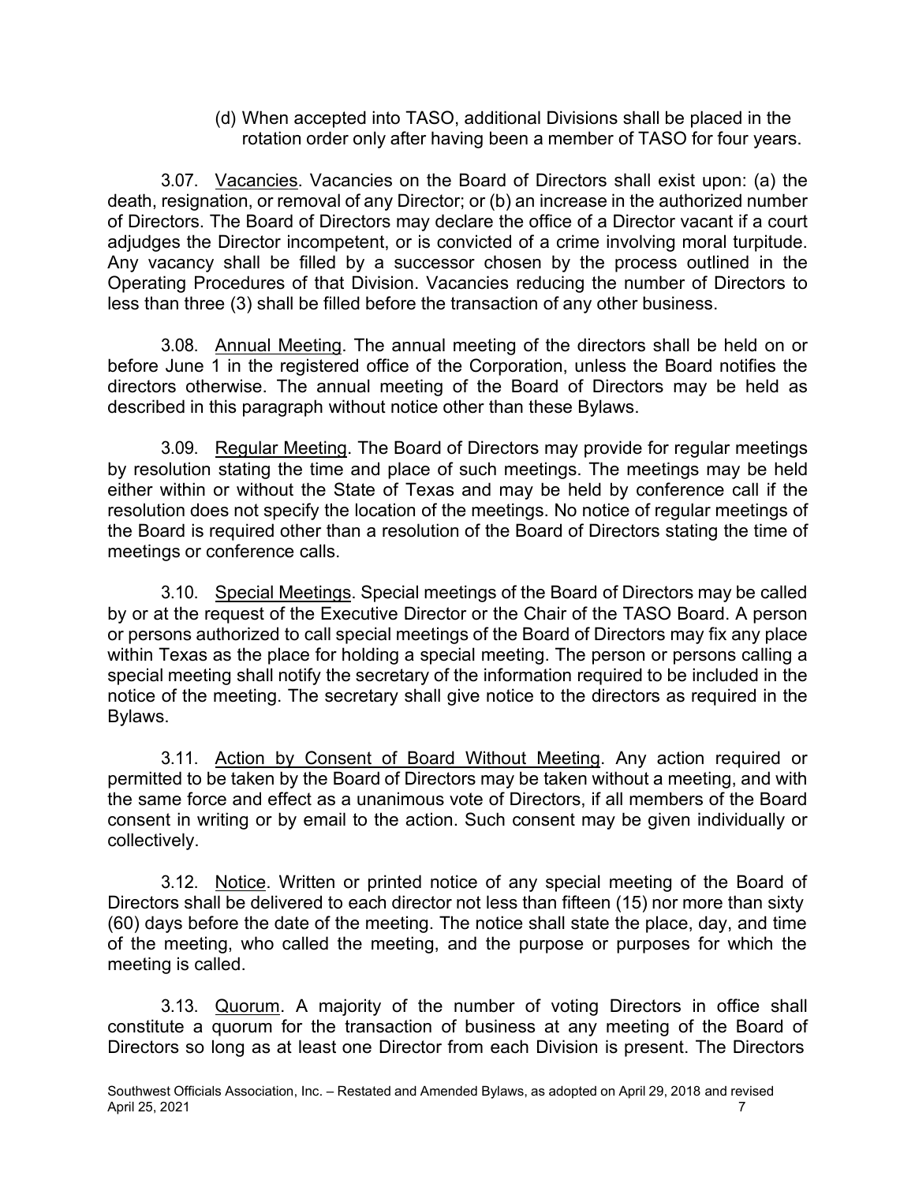(d) When accepted into TASO, additional Divisions shall be placed in the rotation order only after having been a member of TASO for four years.

3.07. Vacancies. Vacancies on the Board of Directors shall exist upon: (a) the death, resignation, or removal of any Director; or (b) an increase in the authorized number of Directors. The Board of Directors may declare the office of a Director vacant if a court adjudges the Director incompetent, or is convicted of a crime involving moral turpitude. Any vacancy shall be filled by a successor chosen by the process outlined in the Operating Procedures of that Division. Vacancies reducing the number of Directors to less than three (3) shall be filled before the transaction of any other business.

3.08. Annual Meeting. The annual meeting of the directors shall be held on or before June 1 in the registered office of the Corporation, unless the Board notifies the directors otherwise. The annual meeting of the Board of Directors may be held as described in this paragraph without notice other than these Bylaws.

3.09. Regular Meeting. The Board of Directors may provide for regular meetings by resolution stating the time and place of such meetings. The meetings may be held either within or without the State of Texas and may be held by conference call if the resolution does not specify the location of the meetings. No notice of regular meetings of the Board is required other than a resolution of the Board of Directors stating the time of meetings or conference calls.

3.10. Special Meetings. Special meetings of the Board of Directors may be called by or at the request of the Executive Director or the Chair of the TASO Board. A person or persons authorized to call special meetings of the Board of Directors may fix any place within Texas as the place for holding a special meeting. The person or persons calling a special meeting shall notify the secretary of the information required to be included in the notice of the meeting. The secretary shall give notice to the directors as required in the Bylaws.

3.11. Action by Consent of Board Without Meeting. Any action required or permitted to be taken by the Board of Directors may be taken without a meeting, and with the same force and effect as a unanimous vote of Directors, if all members of the Board consent in writing or by email to the action. Such consent may be given individually or collectively.

3.12. Notice. Written or printed notice of any special meeting of the Board of Directors shall be delivered to each director not less than fifteen (15) nor more than sixty (60) days before the date of the meeting. The notice shall state the place, day, and time of the meeting, who called the meeting, and the purpose or purposes for which the meeting is called.

3.13. Quorum. A majority of the number of voting Directors in office shall constitute a quorum for the transaction of business at any meeting of the Board of Directors so long as at least one Director from each Division is present. The Directors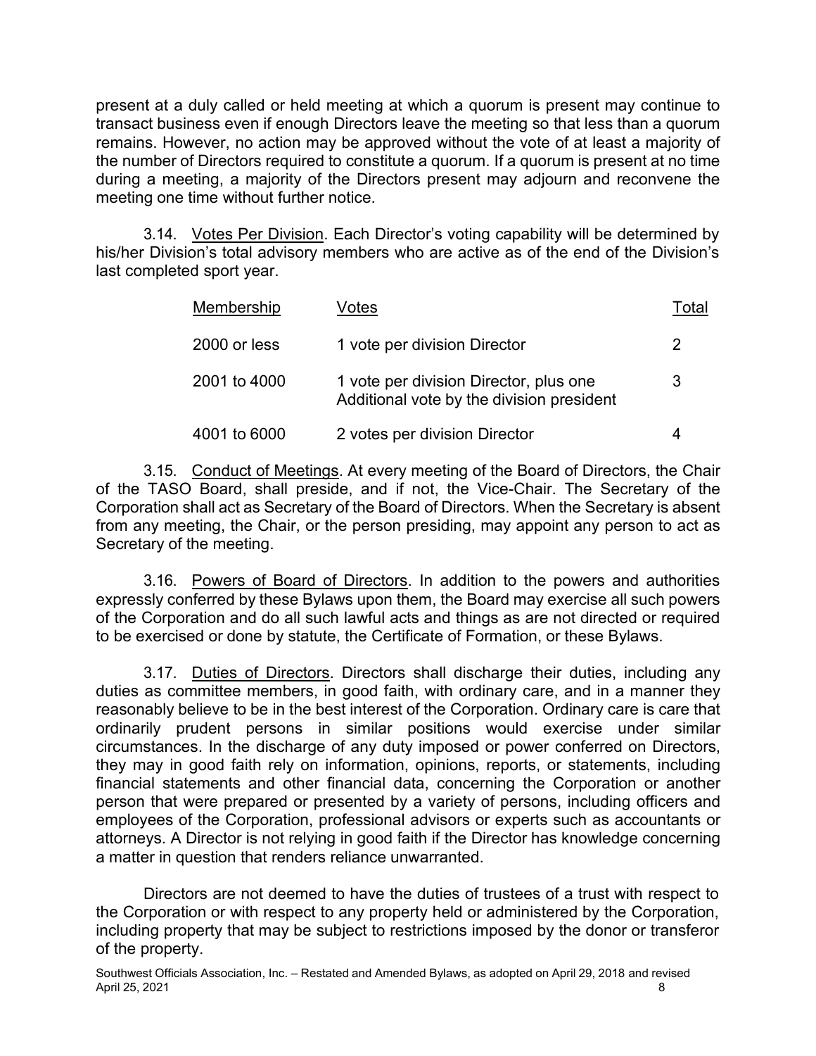present at a duly called or held meeting at which a quorum is present may continue to transact business even if enough Directors leave the meeting so that less than a quorum remains. However, no action may be approved without the vote of at least a majority of the number of Directors required to constitute a quorum. If a quorum is present at no time during a meeting, a majority of the Directors present may adjourn and reconvene the meeting one time without further notice.

3.14. Votes Per Division. Each Director's voting capability will be determined by his/her Division's total advisory members who are active as of the end of the Division's last completed sport year.

| Membership | Votes | Total |
|---|---|---|
| 2000 or less | 1 vote per division Director | 2 |
| 2001 to 4000 | 1 vote per division Director, plus one Additional vote by the division president | 3 |
| 4001 to 6000 | 2 votes per division Director | 4 |

3.15. Conduct of Meetings. At every meeting of the Board of Directors, the Chair of the TASO Board, shall preside, and if not, the Vice-Chair. The Secretary of the Corporation shall act as Secretary of the Board of Directors. When the Secretary is absent from any meeting, the Chair, or the person presiding, may appoint any person to act as Secretary of the meeting.

3.16. Powers of Board of Directors. In addition to the powers and authorities expressly conferred by these Bylaws upon them, the Board may exercise all such powers of the Corporation and do all such lawful acts and things as are not directed or required to be exercised or done by statute, the Certificate of Formation, or these Bylaws.

3.17. Duties of Directors. Directors shall discharge their duties, including any duties as committee members, in good faith, with ordinary care, and in a manner they reasonably believe to be in the best interest of the Corporation. Ordinary care is care that ordinarily prudent persons in similar positions would exercise under similar circumstances. In the discharge of any duty imposed or power conferred on Directors, they may in good faith rely on information, opinions, reports, or statements, including financial statements and other financial data, concerning the Corporation or another person that were prepared or presented by a variety of persons, including officers and employees of the Corporation, professional advisors or experts such as accountants or attorneys. A Director is not relying in good faith if the Director has knowledge concerning a matter in question that renders reliance unwarranted.

Directors are not deemed to have the duties of trustees of a trust with respect to the Corporation or with respect to any property held or administered by the Corporation, including property that may be subject to restrictions imposed by the donor or transferor of the property.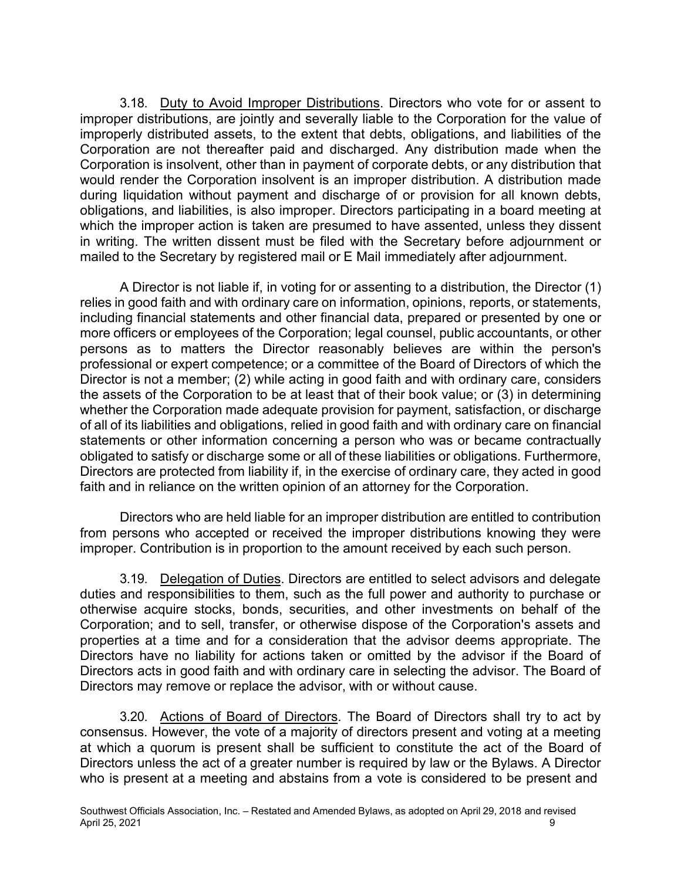3.18. Duty to Avoid Improper Distributions. Directors who vote for or assent to improper distributions, are jointly and severally liable to the Corporation for the value of improperly distributed assets, to the extent that debts, obligations, and liabilities of the Corporation are not thereafter paid and discharged. Any distribution made when the Corporation is insolvent, other than in payment of corporate debts, or any distribution that would render the Corporation insolvent is an improper distribution. A distribution made during liquidation without payment and discharge of or provision for all known debts, obligations, and liabilities, is also improper. Directors participating in a board meeting at which the improper action is taken are presumed to have assented, unless they dissent in writing. The written dissent must be filed with the Secretary before adjournment or mailed to the Secretary by registered mail or E Mail immediately after adjournment.

A Director is not liable if, in voting for or assenting to a distribution, the Director (1) relies in good faith and with ordinary care on information, opinions, reports, or statements, including financial statements and other financial data, prepared or presented by one or more officers or employees of the Corporation; legal counsel, public accountants, or other persons as to matters the Director reasonably believes are within the person's professional or expert competence; or a committee of the Board of Directors of which the Director is not a member; (2) while acting in good faith and with ordinary care, considers the assets of the Corporation to be at least that of their book value; or (3) in determining whether the Corporation made adequate provision for payment, satisfaction, or discharge of all of its liabilities and obligations, relied in good faith and with ordinary care on financial statements or other information concerning a person who was or became contractually obligated to satisfy or discharge some or all of these liabilities or obligations. Furthermore, Directors are protected from liability if, in the exercise of ordinary care, they acted in good faith and in reliance on the written opinion of an attorney for the Corporation.

Directors who are held liable for an improper distribution are entitled to contribution from persons who accepted or received the improper distributions knowing they were improper. Contribution is in proportion to the amount received by each such person.

3.19. Delegation of Duties. Directors are entitled to select advisors and delegate duties and responsibilities to them, such as the full power and authority to purchase or otherwise acquire stocks, bonds, securities, and other investments on behalf of the Corporation; and to sell, transfer, or otherwise dispose of the Corporation's assets and properties at a time and for a consideration that the advisor deems appropriate. The Directors have no liability for actions taken or omitted by the advisor if the Board of Directors acts in good faith and with ordinary care in selecting the advisor. The Board of Directors may remove or replace the advisor, with or without cause.

3.20. Actions of Board of Directors. The Board of Directors shall try to act by consensus. However, the vote of a majority of directors present and voting at a meeting at which a quorum is present shall be sufficient to constitute the act of the Board of Directors unless the act of a greater number is required by law or the Bylaws. A Director who is present at a meeting and abstains from a vote is considered to be present and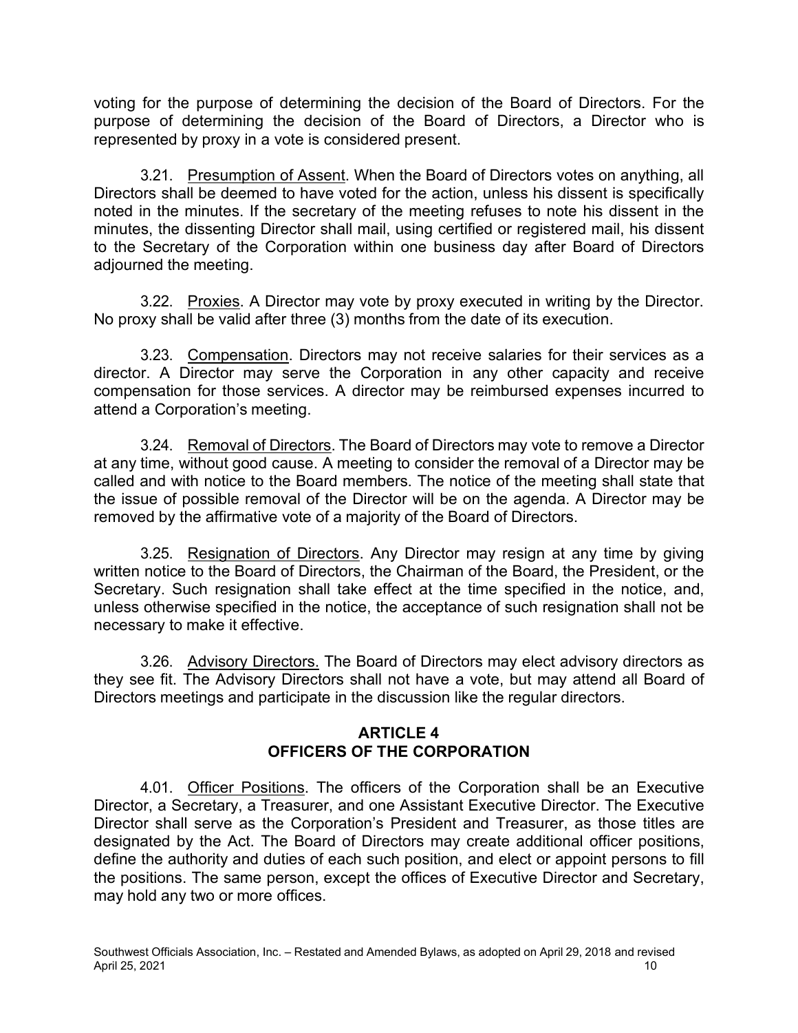voting for the purpose of determining the decision of the Board of Directors. For the purpose of determining the decision of the Board of Directors, a Director who is represented by proxy in a vote is considered present.

3.21. Presumption of Assent. When the Board of Directors votes on anything, all Directors shall be deemed to have voted for the action, unless his dissent is specifically noted in the minutes. If the secretary of the meeting refuses to note his dissent in the minutes, the dissenting Director shall mail, using certified or registered mail, his dissent to the Secretary of the Corporation within one business day after Board of Directors adjourned the meeting.

3.22. Proxies. A Director may vote by proxy executed in writing by the Director. No proxy shall be valid after three (3) months from the date of its execution.

3.23. Compensation. Directors may not receive salaries for their services as a director. A Director may serve the Corporation in any other capacity and receive compensation for those services. A director may be reimbursed expenses incurred to attend a Corporation's meeting.

3.24. Removal of Directors. The Board of Directors may vote to remove a Director at any time, without good cause. A meeting to consider the removal of a Director may be called and with notice to the Board members. The notice of the meeting shall state that the issue of possible removal of the Director will be on the agenda. A Director may be removed by the affirmative vote of a majority of the Board of Directors.

3.25. Resignation of Directors. Any Director may resign at any time by giving written notice to the Board of Directors, the Chairman of the Board, the President, or the Secretary. Such resignation shall take effect at the time specified in the notice, and, unless otherwise specified in the notice, the acceptance of such resignation shall not be necessary to make it effective.

3.26. Advisory Directors. The Board of Directors may elect advisory directors as they see fit. The Advisory Directors shall not have a vote, but may attend all Board of Directors meetings and participate in the discussion like the regular directors.

## ARTICLE 4
## OFFICERS OF THE CORPORATION

4.01. Officer Positions. The officers of the Corporation shall be an Executive Director, a Secretary, a Treasurer, and one Assistant Executive Director. The Executive Director shall serve as the Corporation's President and Treasurer, as those titles are designated by the Act. The Board of Directors may create additional officer positions, define the authority and duties of each such position, and elect or appoint persons to fill the positions. The same person, except the offices of Executive Director and Secretary, may hold any two or more offices.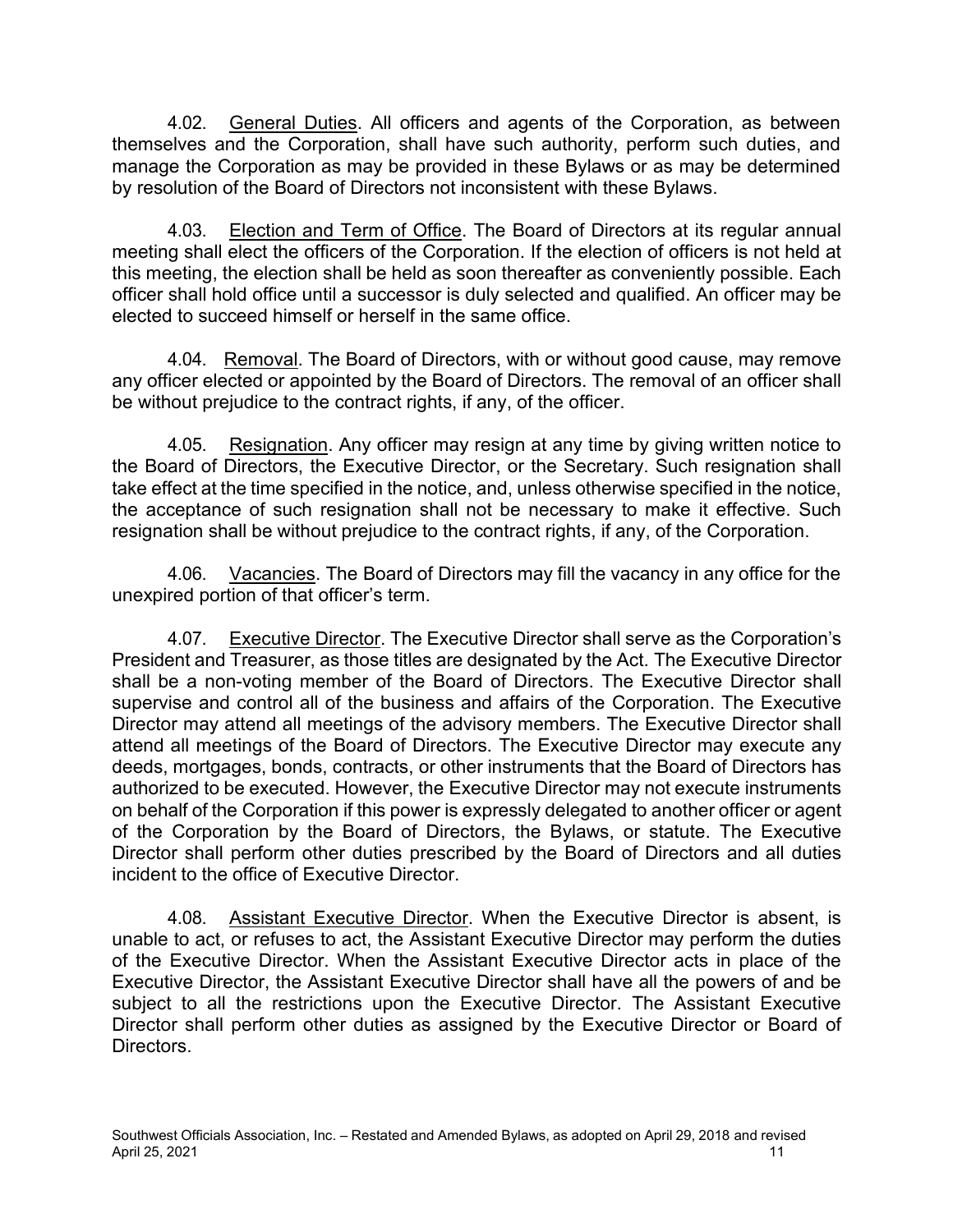4.02. General Duties. All officers and agents of the Corporation, as between themselves and the Corporation, shall have such authority, perform such duties, and manage the Corporation as may be provided in these Bylaws or as may be determined by resolution of the Board of Directors not inconsistent with these Bylaws.

4.03. Election and Term of Office. The Board of Directors at its regular annual meeting shall elect the officers of the Corporation. If the election of officers is not held at this meeting, the election shall be held as soon thereafter as conveniently possible. Each officer shall hold office until a successor is duly selected and qualified. An officer may be elected to succeed himself or herself in the same office.

4.04. Removal. The Board of Directors, with or without good cause, may remove any officer elected or appointed by the Board of Directors. The removal of an officer shall be without prejudice to the contract rights, if any, of the officer.

4.05. Resignation. Any officer may resign at any time by giving written notice to the Board of Directors, the Executive Director, or the Secretary. Such resignation shall take effect at the time specified in the notice, and, unless otherwise specified in the notice, the acceptance of such resignation shall not be necessary to make it effective. Such resignation shall be without prejudice to the contract rights, if any, of the Corporation.

4.06. Vacancies. The Board of Directors may fill the vacancy in any office for the unexpired portion of that officer's term.

4.07. Executive Director. The Executive Director shall serve as the Corporation's President and Treasurer, as those titles are designated by the Act. The Executive Director shall be a non-voting member of the Board of Directors. The Executive Director shall supervise and control all of the business and affairs of the Corporation. The Executive Director may attend all meetings of the advisory members. The Executive Director shall attend all meetings of the Board of Directors. The Executive Director may execute any deeds, mortgages, bonds, contracts, or other instruments that the Board of Directors has authorized to be executed. However, the Executive Director may not execute instruments on behalf of the Corporation if this power is expressly delegated to another officer or agent of the Corporation by the Board of Directors, the Bylaws, or statute. The Executive Director shall perform other duties prescribed by the Board of Directors and all duties incident to the office of Executive Director.

4.08. Assistant Executive Director. When the Executive Director is absent, is unable to act, or refuses to act, the Assistant Executive Director may perform the duties of the Executive Director. When the Assistant Executive Director acts in place of the Executive Director, the Assistant Executive Director shall have all the powers of and be subject to all the restrictions upon the Executive Director. The Assistant Executive Director shall perform other duties as assigned by the Executive Director or Board of Directors.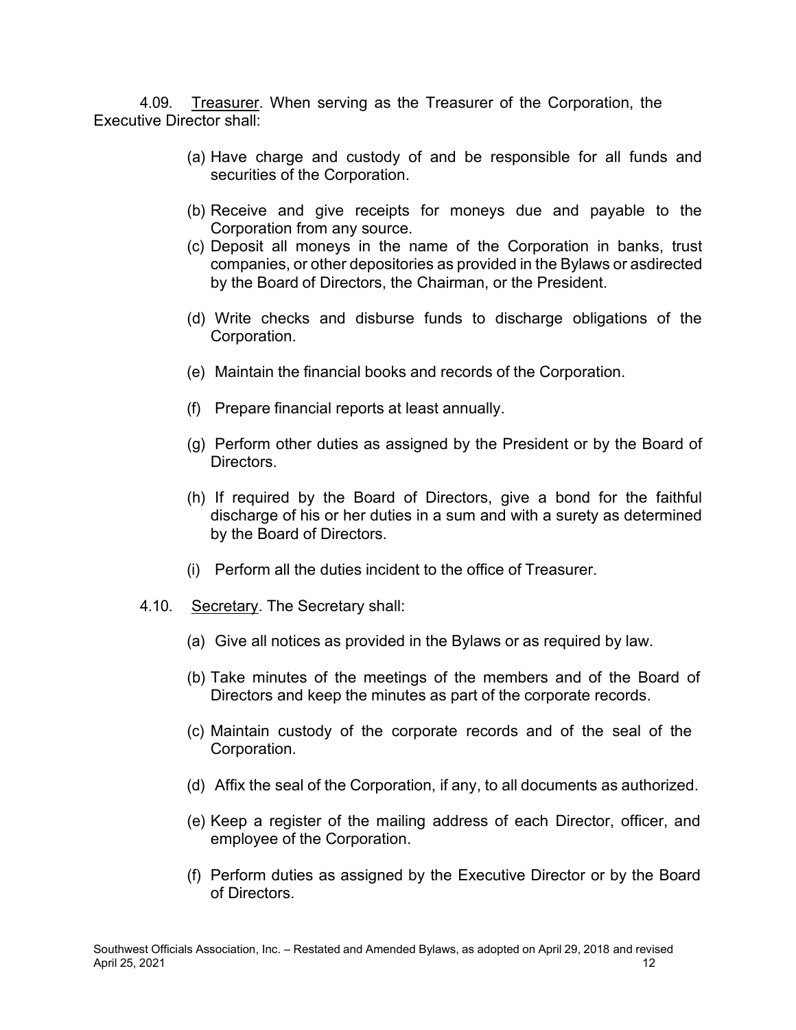4.09. Treasurer. When serving as the Treasurer of the Corporation, the Executive Director shall:

(a) Have charge and custody of and be responsible for all funds and securities of the Corporation.

(b) Receive and give receipts for moneys due and payable to the Corporation from any source.

(c) Deposit all moneys in the name of the Corporation in banks, trust companies, or other depositories as provided in the Bylaws or asdirected by the Board of Directors, the Chairman, or the President.

(d) Write checks and disburse funds to discharge obligations of the Corporation.

(e) Maintain the financial books and records of the Corporation.

(f) Prepare financial reports at least annually.

(g) Perform other duties as assigned by the President or by the Board of Directors.

(h) If required by the Board of Directors, give a bond for the faithful discharge of his or her duties in a sum and with a surety as determined by the Board of Directors.

(i) Perform all the duties incident to the office of Treasurer.

4.10. Secretary. The Secretary shall:

(a) Give all notices as provided in the Bylaws or as required by law.

(b) Take minutes of the meetings of the members and of the Board of Directors and keep the minutes as part of the corporate records.

(c) Maintain custody of the corporate records and of the seal of the Corporation.

(d) Affix the seal of the Corporation, if any, to all documents as authorized.

(e) Keep a register of the mailing address of each Director, officer, and employee of the Corporation.

(f) Perform duties as assigned by the Executive Director or by the Board of Directors.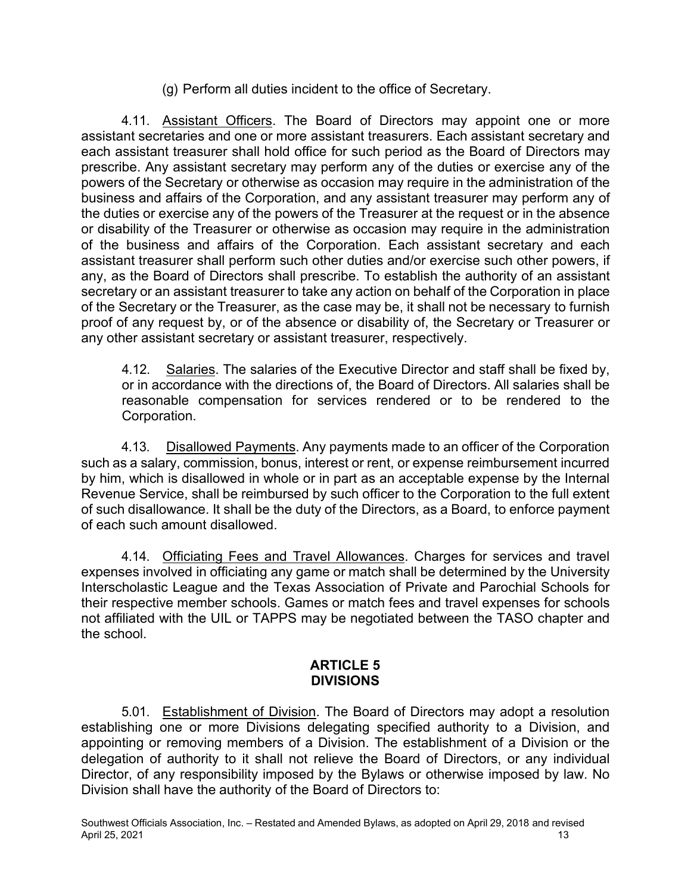(g) Perform all duties incident to the office of Secretary.

4.11. Assistant Officers. The Board of Directors may appoint one or more assistant secretaries and one or more assistant treasurers. Each assistant secretary and each assistant treasurer shall hold office for such period as the Board of Directors may prescribe. Any assistant secretary may perform any of the duties or exercise any of the powers of the Secretary or otherwise as occasion may require in the administration of the business and affairs of the Corporation, and any assistant treasurer may perform any of the duties or exercise any of the powers of the Treasurer at the request or in the absence or disability of the Treasurer or otherwise as occasion may require in the administration of the business and affairs of the Corporation. Each assistant secretary and each assistant treasurer shall perform such other duties and/or exercise such other powers, if any, as the Board of Directors shall prescribe. To establish the authority of an assistant secretary or an assistant treasurer to take any action on behalf of the Corporation in place of the Secretary or the Treasurer, as the case may be, it shall not be necessary to furnish proof of any request by, or of the absence or disability of, the Secretary or Treasurer or any other assistant secretary or assistant treasurer, respectively.

4.12. Salaries. The salaries of the Executive Director and staff shall be fixed by, or in accordance with the directions of, the Board of Directors. All salaries shall be reasonable compensation for services rendered or to be rendered to the Corporation.

4.13. Disallowed Payments. Any payments made to an officer of the Corporation such as a salary, commission, bonus, interest or rent, or expense reimbursement incurred by him, which is disallowed in whole or in part as an acceptable expense by the Internal Revenue Service, shall be reimbursed by such officer to the Corporation to the full extent of such disallowance. It shall be the duty of the Directors, as a Board, to enforce payment of each such amount disallowed.

4.14. Officiating Fees and Travel Allowances. Charges for services and travel expenses involved in officiating any game or match shall be determined by the University Interscholastic League and the Texas Association of Private and Parochial Schools for their respective member schools. Games or match fees and travel expenses for schools not affiliated with the UIL or TAPPS may be negotiated between the TASO chapter and the school.

## ARTICLE 5
## DIVISIONS

5.01. Establishment of Division. The Board of Directors may adopt a resolution establishing one or more Divisions delegating specified authority to a Division, and appointing or removing members of a Division. The establishment of a Division or the delegation of authority to it shall not relieve the Board of Directors, or any individual Director, of any responsibility imposed by the Bylaws or otherwise imposed by law. No Division shall have the authority of the Board of Directors to: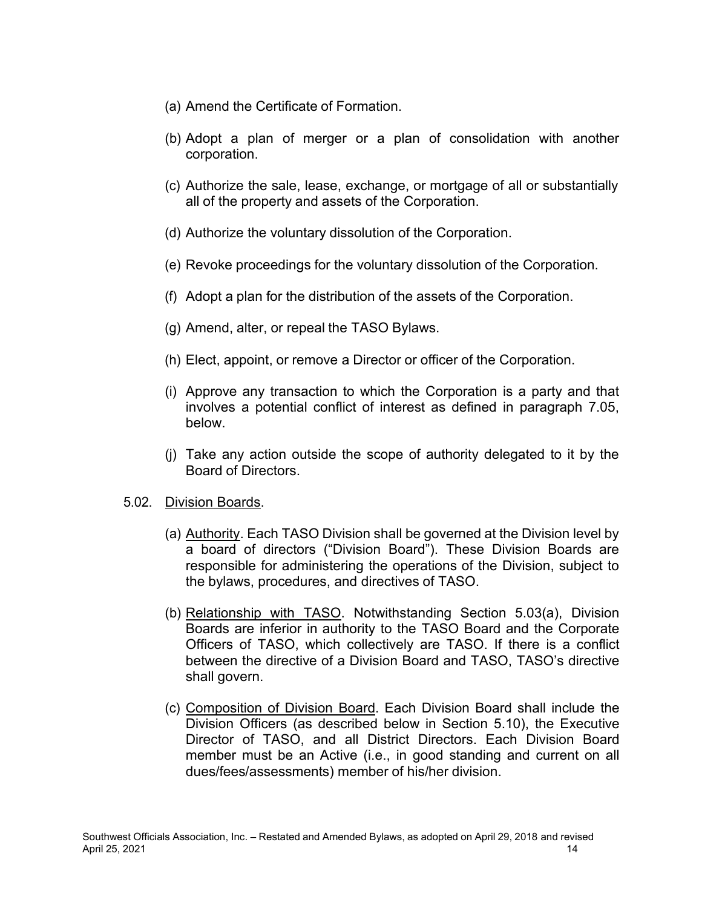(a) Amend the Certificate of Formation.

(b) Adopt a plan of merger or a plan of consolidation with another corporation.

(c) Authorize the sale, lease, exchange, or mortgage of all or substantially all of the property and assets of the Corporation.

(d) Authorize the voluntary dissolution of the Corporation.

(e) Revoke proceedings for the voluntary dissolution of the Corporation.

(f) Adopt a plan for the distribution of the assets of the Corporation.

(g) Amend, alter, or repeal the TASO Bylaws.

(h) Elect, appoint, or remove a Director or officer of the Corporation.

(i) Approve any transaction to which the Corporation is a party and that involves a potential conflict of interest as defined in paragraph 7.05, below.

(j) Take any action outside the scope of authority delegated to it by the Board of Directors.

5.02. Division Boards.

(a) Authority. Each TASO Division shall be governed at the Division level by a board of directors ("Division Board"). These Division Boards are responsible for administering the operations of the Division, subject to the bylaws, procedures, and directives of TASO.

(b) Relationship with TASO. Notwithstanding Section 5.03(a), Division Boards are inferior in authority to the TASO Board and the Corporate Officers of TASO, which collectively are TASO. If there is a conflict between the directive of a Division Board and TASO, TASO's directive shall govern.

(c) Composition of Division Board. Each Division Board shall include the Division Officers (as described below in Section 5.10), the Executive Director of TASO, and all District Directors. Each Division Board member must be an Active (i.e., in good standing and current on all dues/fees/assessments) member of his/her division.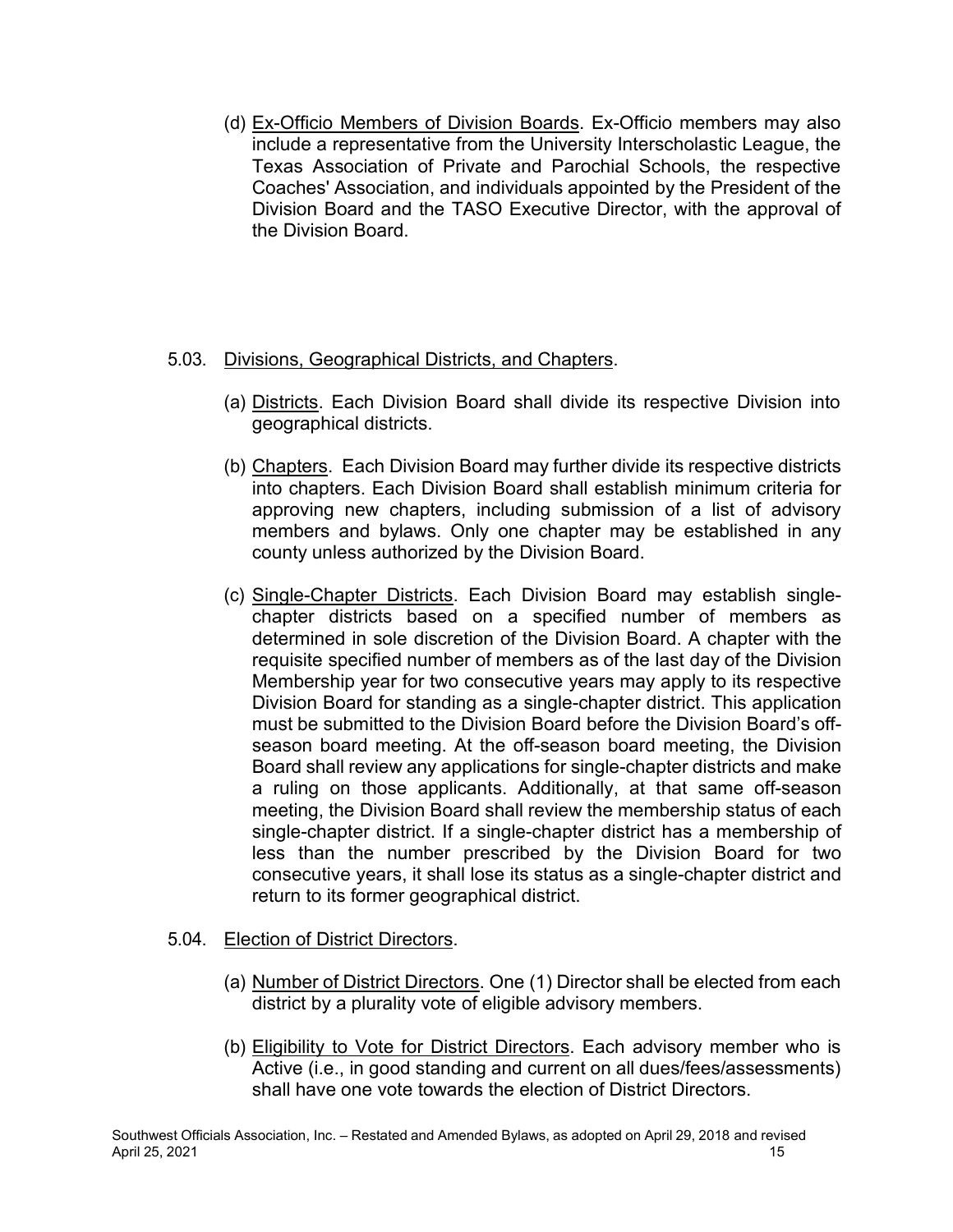(d) Ex-Officio Members of Division Boards. Ex-Officio members may also include a representative from the University Interscholastic League, the Texas Association of Private and Parochial Schools, the respective Coaches' Association, and individuals appointed by the President of the Division Board and the TASO Executive Director, with the approval of the Division Board.

5.03. Divisions, Geographical Districts, and Chapters.

(a) Districts. Each Division Board shall divide its respective Division into geographical districts.

(b) Chapters. Each Division Board may further divide its respective districts into chapters. Each Division Board shall establish minimum criteria for approving new chapters, including submission of a list of advisory members and bylaws. Only one chapter may be established in any county unless authorized by the Division Board.

(c) Single-Chapter Districts. Each Division Board may establish single-chapter districts based on a specified number of members as determined in sole discretion of the Division Board. A chapter with the requisite specified number of members as of the last day of the Division Membership year for two consecutive years may apply to its respective Division Board for standing as a single-chapter district. This application must be submitted to the Division Board before the Division Board's off-season board meeting. At the off-season board meeting, the Division Board shall review any applications for single-chapter districts and make a ruling on those applicants. Additionally, at that same off-season meeting, the Division Board shall review the membership status of each single-chapter district. If a single-chapter district has a membership of less than the number prescribed by the Division Board for two consecutive years, it shall lose its status as a single-chapter district and return to its former geographical district.

5.04. Election of District Directors.

(a) Number of District Directors. One (1) Director shall be elected from each district by a plurality vote of eligible advisory members.

(b) Eligibility to Vote for District Directors. Each advisory member who is Active (i.e., in good standing and current on all dues/fees/assessments) shall have one vote towards the election of District Directors.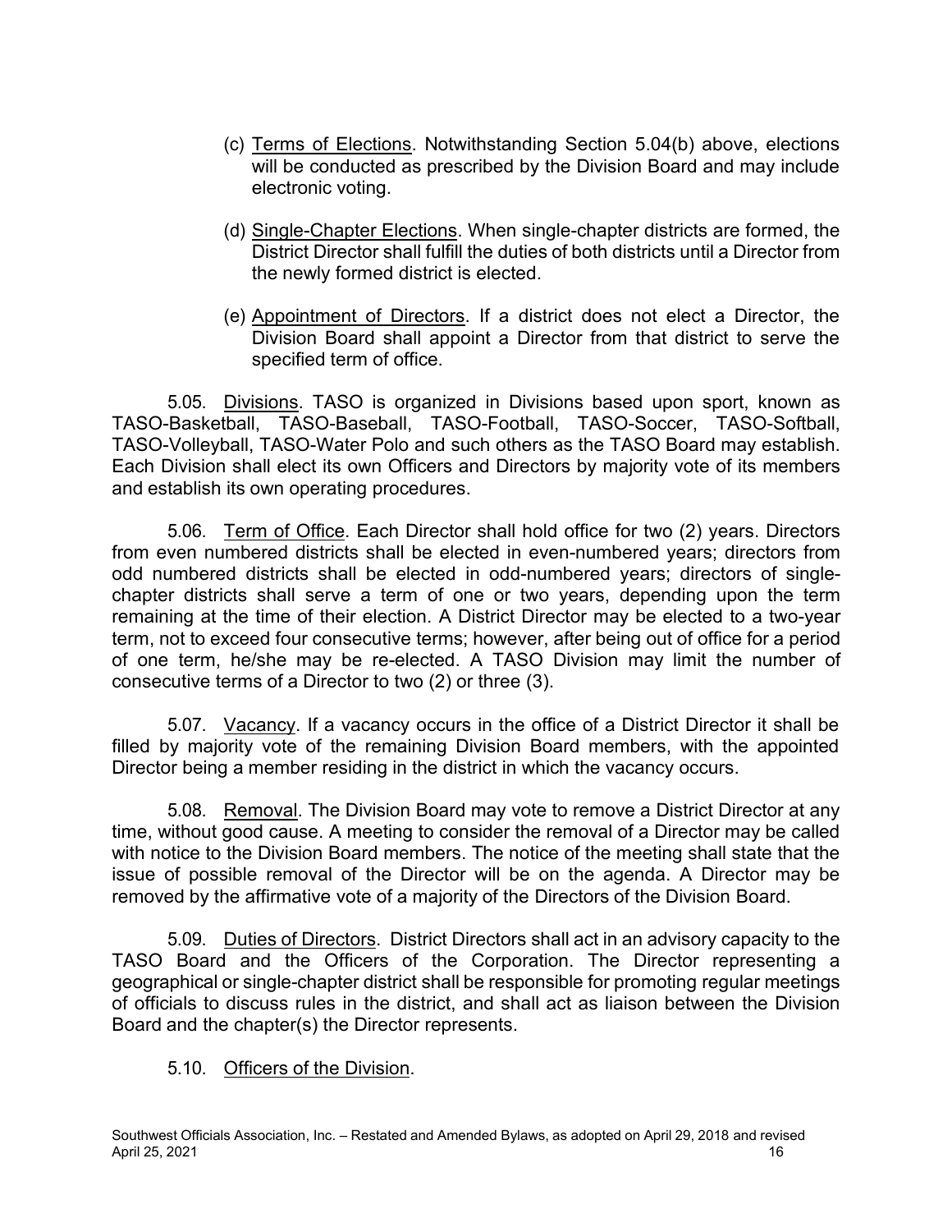(c) <u>Terms of Elections</u>. Notwithstanding Section 5.04(b) above, elections will be conducted as prescribed by the Division Board and may include electronic voting.

(d) <u>Single-Chapter Elections</u>. When single-chapter districts are formed, the District Director shall fulfill the duties of both districts until a Director from the newly formed district is elected.

(e) <u>Appointment of Directors</u>. If a district does not elect a Director, the Division Board shall appoint a Director from that district to serve the specified term of office.

5.05. <u>Divisions</u>. TASO is organized in Divisions based upon sport, known as TASO-Basketball, TASO-Baseball, TASO-Football, TASO-Soccer, TASO-Softball, TASO-Volleyball, TASO-Water Polo and such others as the TASO Board may establish. Each Division shall elect its own Officers and Directors by majority vote of its members and establish its own operating procedures.

5.06. <u>Term of Office</u>. Each Director shall hold office for two (2) years. Directors from even numbered districts shall be elected in even-numbered years; directors from odd numbered districts shall be elected in odd-numbered years; directors of single-chapter districts shall serve a term of one or two years, depending upon the term remaining at the time of their election. A District Director may be elected to a two-year term, not to exceed four consecutive terms; however, after being out of office for a period of one term, he/she may be re-elected. A TASO Division may limit the number of consecutive terms of a Director to two (2) or three (3).

5.07. <u>Vacancy</u>. If a vacancy occurs in the office of a District Director it shall be filled by majority vote of the remaining Division Board members, with the appointed Director being a member residing in the district in which the vacancy occurs.

5.08. <u>Removal</u>. The Division Board may vote to remove a District Director at any time, without good cause. A meeting to consider the removal of a Director may be called with notice to the Division Board members. The notice of the meeting shall state that the issue of possible removal of the Director will be on the agenda. A Director may be removed by the affirmative vote of a majority of the Directors of the Division Board.

5.09. <u>Duties of Directors</u>. District Directors shall act in an advisory capacity to the TASO Board and the Officers of the Corporation. The Director representing a geographical or single-chapter district shall be responsible for promoting regular meetings of officials to discuss rules in the district, and shall act as liaison between the Division Board and the chapter(s) the Director represents.

5.10. <u>Officers of the Division</u>.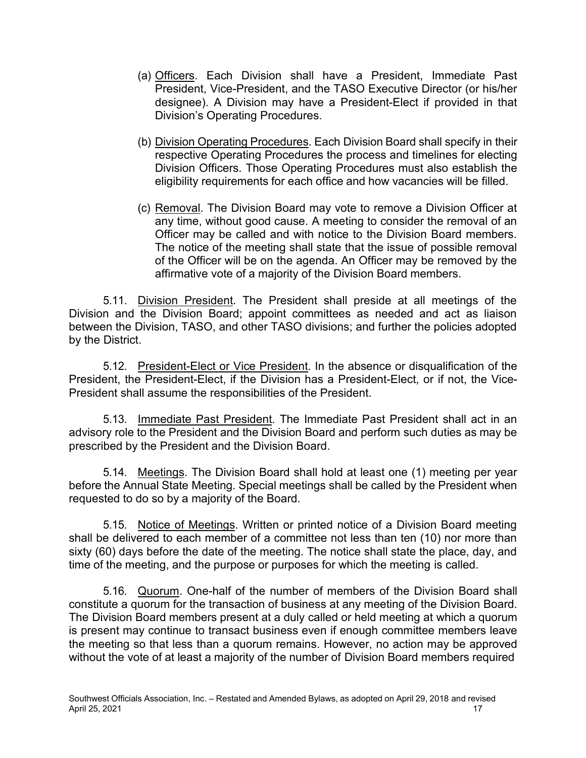(a) Underlined "Officers". Each Division shall have a President, Immediate Past President, Vice-President, and the TASO Executive Director (or his/her designee). A Division may have a President-Elect if provided in that Division's Operating Procedures.

(b) Division Operating Procedures. Each Division Board shall specify in their respective Operating Procedures the process and timelines for electing Division Officers. Those Operating Procedures must also establish the eligibility requirements for each office and how vacancies will be filled.

(c) Removal. The Division Board may vote to remove a Division Officer at any time, without good cause. A meeting to consider the removal of an Officer may be called and with notice to the Division Board members. The notice of the meeting shall state that the issue of possible removal of the Officer will be on the agenda. An Officer may be removed by the affirmative vote of a majority of the Division Board members.

5.11. Division President. The President shall preside at all meetings of the Division and the Division Board; appoint committees as needed and act as liaison between the Division, TASO, and other TASO divisions; and further the policies adopted by the District.

5.12. President-Elect or Vice President. In the absence or disqualification of the President, the President-Elect, if the Division has a President-Elect, or if not, the Vice-President shall assume the responsibilities of the President.

5.13. Immediate Past President. The Immediate Past President shall act in an advisory role to the President and the Division Board and perform such duties as may be prescribed by the President and the Division Board.

5.14. Meetings. The Division Board shall hold at least one (1) meeting per year before the Annual State Meeting. Special meetings shall be called by the President when requested to do so by a majority of the Board.

5.15. Notice of Meetings. Written or printed notice of a Division Board meeting shall be delivered to each member of a committee not less than ten (10) nor more than sixty (60) days before the date of the meeting. The notice shall state the place, day, and time of the meeting, and the purpose or purposes for which the meeting is called.

5.16. Quorum. One-half of the number of members of the Division Board shall constitute a quorum for the transaction of business at any meeting of the Division Board. The Division Board members present at a duly called or held meeting at which a quorum is present may continue to transact business even if enough committee members leave the meeting so that less than a quorum remains. However, no action may be approved without the vote of at least a majority of the number of Division Board members required

(a) Officers. Each Division shall have a President, Immediate Past President, Vice-President, and the TASO Executive Director (or his/her designee). A Division may have a President-Elect if provided in that Division's Operating Procedures.

(b) Division Operating Procedures. Each Division Board shall specify in their respective Operating Procedures the process and timelines for electing Division Officers. Those Operating Procedures must also establish the eligibility requirements for each office and how vacancies will be filled.

(c) Removal. The Division Board may vote to remove a Division Officer at any time, without good cause. A meeting to consider the removal of an Officer may be called and with notice to the Division Board members. The notice of the meeting shall state that the issue of possible removal of the Officer will be on the agenda. An Officer may be removed by the affirmative vote of a majority of the Division Board members.

5.11. Division President. The President shall preside at all meetings of the Division and the Division Board; appoint committees as needed and act as liaison between the Division, TASO, and other TASO divisions; and further the policies adopted by the District.

5.12. President-Elect or Vice President. In the absence or disqualification of the President, the President-Elect, if the Division has a President-Elect, or if not, the Vice-President shall assume the responsibilities of the President.

5.13. Immediate Past President. The Immediate Past President shall act in an advisory role to the President and the Division Board and perform such duties as may be prescribed by the President and the Division Board.

5.14. Meetings. The Division Board shall hold at least one (1) meeting per year before the Annual State Meeting. Special meetings shall be called by the President when requested to do so by a majority of the Board.

5.15. Notice of Meetings. Written or printed notice of a Division Board meeting shall be delivered to each member of a committee not less than ten (10) nor more than sixty (60) days before the date of the meeting. The notice shall state the place, day, and time of the meeting, and the purpose or purposes for which the meeting is called.

5.16. Quorum. One-half of the number of members of the Division Board shall constitute a quorum for the transaction of business at any meeting of the Division Board. The Division Board members present at a duly called or held meeting at which a quorum is present may continue to transact business even if enough committee members leave the meeting so that less than a quorum remains. However, no action may be approved without the vote of at least a majority of the number of Division Board members required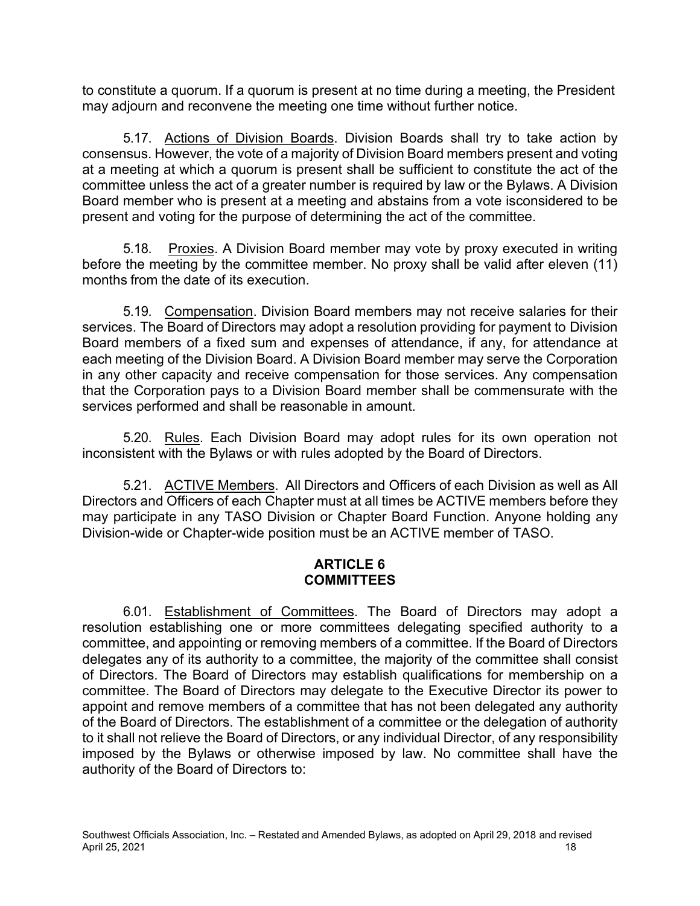to constitute a quorum. If a quorum is present at no time during a meeting, the President may adjourn and reconvene the meeting one time without further notice.

5.17. Actions of Division Boards. Division Boards shall try to take action by consensus. However, the vote of a majority of Division Board members present and voting at a meeting at which a quorum is present shall be sufficient to constitute the act of the committee unless the act of a greater number is required by law or the Bylaws. A Division Board member who is present at a meeting and abstains from a vote isconsidered to be present and voting for the purpose of determining the act of the committee.

5.18. Proxies. A Division Board member may vote by proxy executed in writing before the meeting by the committee member. No proxy shall be valid after eleven (11) months from the date of its execution.

5.19. Compensation. Division Board members may not receive salaries for their services. The Board of Directors may adopt a resolution providing for payment to Division Board members of a fixed sum and expenses of attendance, if any, for attendance at each meeting of the Division Board. A Division Board member may serve the Corporation in any other capacity and receive compensation for those services. Any compensation that the Corporation pays to a Division Board member shall be commensurate with the services performed and shall be reasonable in amount.

5.20. Rules. Each Division Board may adopt rules for its own operation not inconsistent with the Bylaws or with rules adopted by the Board of Directors.

5.21. ACTIVE Members. All Directors and Officers of each Division as well as All Directors and Officers of each Chapter must at all times be ACTIVE members before they may participate in any TASO Division or Chapter Board Function. Anyone holding any Division-wide or Chapter-wide position must be an ACTIVE member of TASO.

## ARTICLE 6
## COMMITTEES

6.01. Establishment of Committees. The Board of Directors may adopt a resolution establishing one or more committees delegating specified authority to a committee, and appointing or removing members of a committee. If the Board of Directors delegates any of its authority to a committee, the majority of the committee shall consist of Directors. The Board of Directors may establish qualifications for membership on a committee. The Board of Directors may delegate to the Executive Director its power to appoint and remove members of a committee that has not been delegated any authority of the Board of Directors. The establishment of a committee or the delegation of authority to it shall not relieve the Board of Directors, or any individual Director, of any responsibility imposed by the Bylaws or otherwise imposed by law. No committee shall have the authority of the Board of Directors to: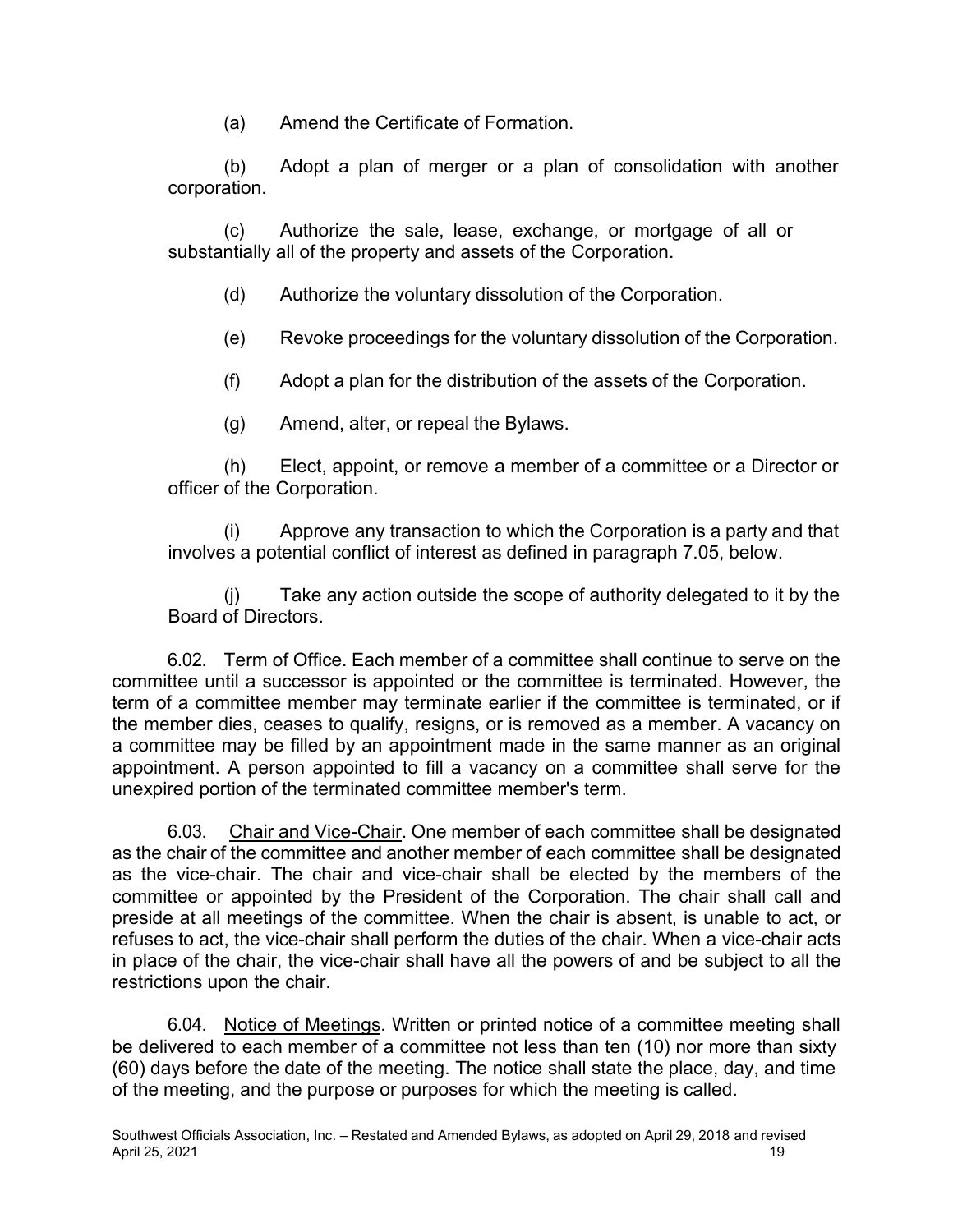(a) Amend the Certificate of Formation.

(b) Adopt a plan of merger or a plan of consolidation with another corporation.

(c) Authorize the sale, lease, exchange, or mortgage of all or substantially all of the property and assets of the Corporation.

(d) Authorize the voluntary dissolution of the Corporation.

(e) Revoke proceedings for the voluntary dissolution of the Corporation.

(f) Adopt a plan for the distribution of the assets of the Corporation.

(g) Amend, alter, or repeal the Bylaws.

(h) Elect, appoint, or remove a member of a committee or a Director or officer of the Corporation.

(i) Approve any transaction to which the Corporation is a party and that involves a potential conflict of interest as defined in paragraph 7.05, below.

(j) Take any action outside the scope of authority delegated to it by the Board of Directors.

6.02. <u>Term of Office</u>. Each member of a committee shall continue to serve on the committee until a successor is appointed or the committee is terminated. However, the term of a committee member may terminate earlier if the committee is terminated, or if the member dies, ceases to qualify, resigns, or is removed as a member. A vacancy on a committee may be filled by an appointment made in the same manner as an original appointment. A person appointed to fill a vacancy on a committee shall serve for the unexpired portion of the terminated committee member's term.

6.03. <u>Chair and Vice-Chair</u>. One member of each committee shall be designated as the chair of the committee and another member of each committee shall be designated as the vice-chair. The chair and vice-chair shall be elected by the members of the committee or appointed by the President of the Corporation. The chair shall call and preside at all meetings of the committee. When the chair is absent, is unable to act, or refuses to act, the vice-chair shall perform the duties of the chair. When a vice-chair acts in place of the chair, the vice-chair shall have all the powers of and be subject to all the restrictions upon the chair.

6.04. <u>Notice of Meetings</u>. Written or printed notice of a committee meeting shall be delivered to each member of a committee not less than ten (10) nor more than sixty (60) days before the date of the meeting. The notice shall state the place, day, and time of the meeting, and the purpose or purposes for which the meeting is called.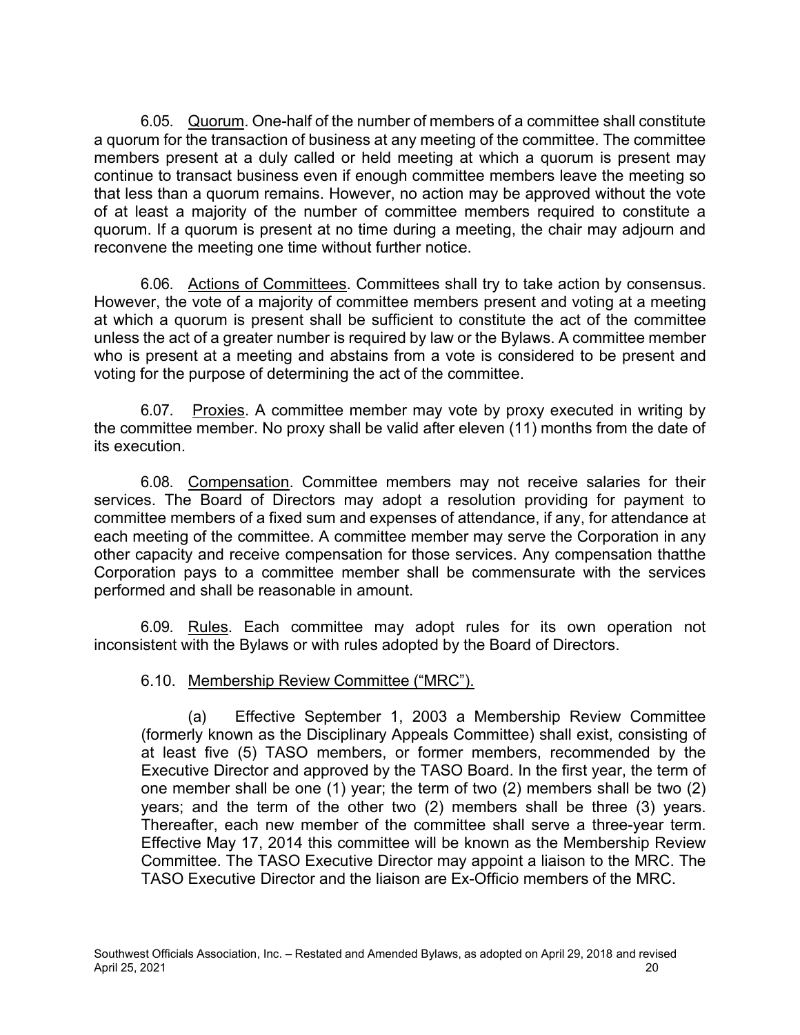6.05. Quorum. One-half of the number of members of a committee shall constitute a quorum for the transaction of business at any meeting of the committee. The committee members present at a duly called or held meeting at which a quorum is present may continue to transact business even if enough committee members leave the meeting so that less than a quorum remains. However, no action may be approved without the vote of at least a majority of the number of committee members required to constitute a quorum. If a quorum is present at no time during a meeting, the chair may adjourn and reconvene the meeting one time without further notice.

6.06. Actions of Committees. Committees shall try to take action by consensus. However, the vote of a majority of committee members present and voting at a meeting at which a quorum is present shall be sufficient to constitute the act of the committee unless the act of a greater number is required by law or the Bylaws. A committee member who is present at a meeting and abstains from a vote is considered to be present and voting for the purpose of determining the act of the committee.

6.07. Proxies. A committee member may vote by proxy executed in writing by the committee member. No proxy shall be valid after eleven (11) months from the date of its execution.

6.08. Compensation. Committee members may not receive salaries for their services. The Board of Directors may adopt a resolution providing for payment to committee members of a fixed sum and expenses of attendance, if any, for attendance at each meeting of the committee. A committee member may serve the Corporation in any other capacity and receive compensation for those services. Any compensation thatthe Corporation pays to a committee member shall be commensurate with the services performed and shall be reasonable in amount.

6.09. Rules. Each committee may adopt rules for its own operation not inconsistent with the Bylaws or with rules adopted by the Board of Directors.

6.10. Membership Review Committee ("MRC").

(a) Effective September 1, 2003 a Membership Review Committee (formerly known as the Disciplinary Appeals Committee) shall exist, consisting of at least five (5) TASO members, or former members, recommended by the Executive Director and approved by the TASO Board. In the first year, the term of one member shall be one (1) year; the term of two (2) members shall be two (2) years; and the term of the other two (2) members shall be three (3) years. Thereafter, each new member of the committee shall serve a three-year term. Effective May 17, 2014 this committee will be known as the Membership Review Committee. The TASO Executive Director may appoint a liaison to the MRC. The TASO Executive Director and the liaison are Ex-Officio members of the MRC.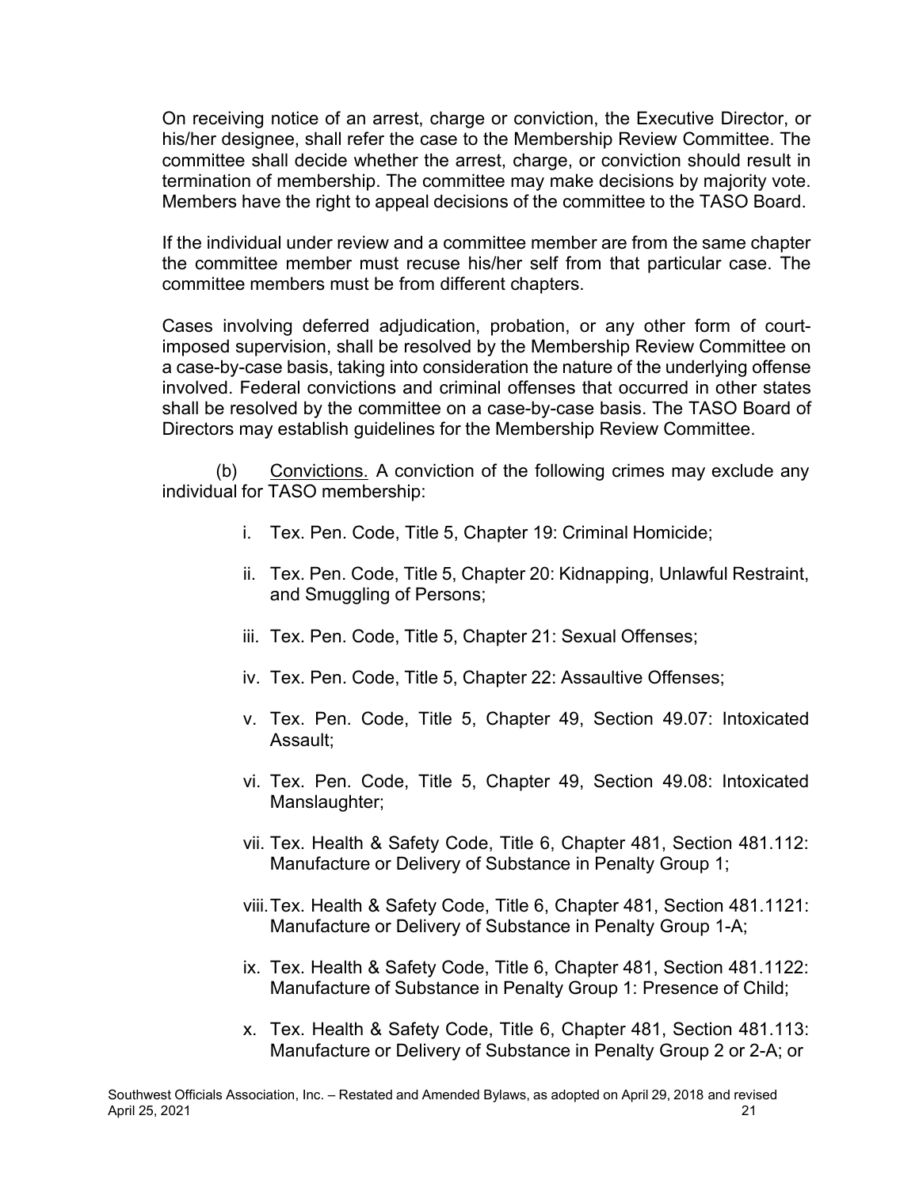On receiving notice of an arrest, charge or conviction, the Executive Director, or his/her designee, shall refer the case to the Membership Review Committee. The committee shall decide whether the arrest, charge, or conviction should result in termination of membership. The committee may make decisions by majority vote. Members have the right to appeal decisions of the committee to the TASO Board.

If the individual under review and a committee member are from the same chapter the committee member must recuse his/her self from that particular case. The committee members must be from different chapters.

Cases involving deferred adjudication, probation, or any other form of court-imposed supervision, shall be resolved by the Membership Review Committee on a case-by-case basis, taking into consideration the nature of the underlying offense involved. Federal convictions and criminal offenses that occurred in other states shall be resolved by the committee on a case-by-case basis. The TASO Board of Directors may establish guidelines for the Membership Review Committee.

(b) <u>Convictions.</u> A conviction of the following crimes may exclude any individual for TASO membership:

i. Tex. Pen. Code, Title 5, Chapter 19: Criminal Homicide;

ii. Tex. Pen. Code, Title 5, Chapter 20: Kidnapping, Unlawful Restraint, and Smuggling of Persons;

iii. Tex. Pen. Code, Title 5, Chapter 21: Sexual Offenses;

iv. Tex. Pen. Code, Title 5, Chapter 22: Assaultive Offenses;

v. Tex. Pen. Code, Title 5, Chapter 49, Section 49.07: Intoxicated Assault;

vi. Tex. Pen. Code, Title 5, Chapter 49, Section 49.08: Intoxicated Manslaughter;

vii. Tex. Health & Safety Code, Title 6, Chapter 481, Section 481.112: Manufacture or Delivery of Substance in Penalty Group 1;

viii. Tex. Health & Safety Code, Title 6, Chapter 481, Section 481.1121: Manufacture or Delivery of Substance in Penalty Group 1-A;

ix. Tex. Health & Safety Code, Title 6, Chapter 481, Section 481.1122: Manufacture of Substance in Penalty Group 1: Presence of Child;

x. Tex. Health & Safety Code, Title 6, Chapter 481, Section 481.113: Manufacture or Delivery of Substance in Penalty Group 2 or 2-A; or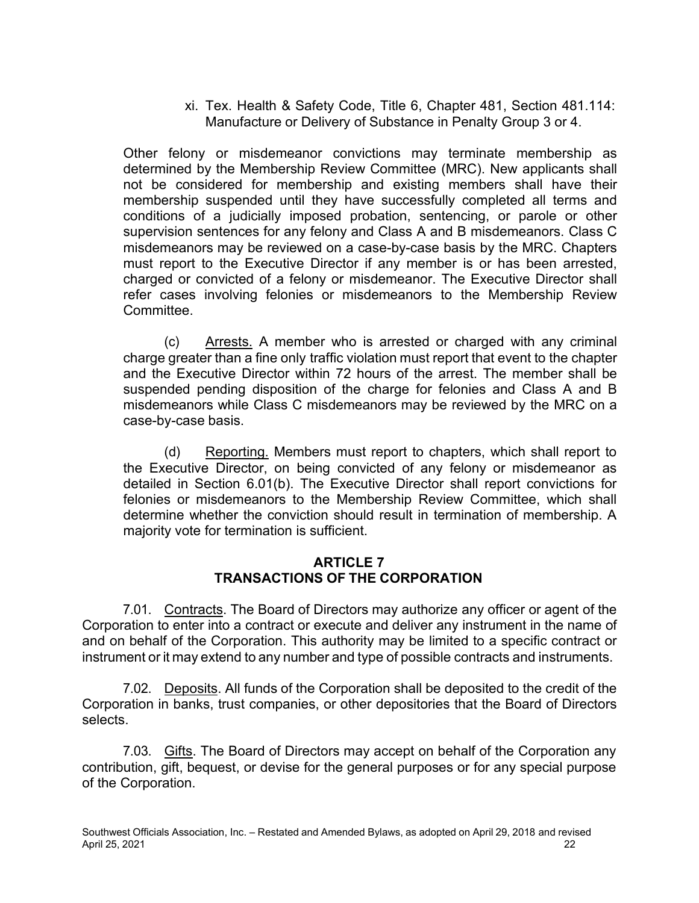xi. Tex. Health & Safety Code, Title 6, Chapter 481, Section 481.114: Manufacture or Delivery of Substance in Penalty Group 3 or 4.

Other felony or misdemeanor convictions may terminate membership as determined by the Membership Review Committee (MRC). New applicants shall not be considered for membership and existing members shall have their membership suspended until they have successfully completed all terms and conditions of a judicially imposed probation, sentencing, or parole or other supervision sentences for any felony and Class A and B misdemeanors. Class C misdemeanors may be reviewed on a case-by-case basis by the MRC. Chapters must report to the Executive Director if any member is or has been arrested, charged or convicted of a felony or misdemeanor. The Executive Director shall refer cases involving felonies or misdemeanors to the Membership Review Committee.

(c) Arrests. A member who is arrested or charged with any criminal charge greater than a fine only traffic violation must report that event to the chapter and the Executive Director within 72 hours of the arrest. The member shall be suspended pending disposition of the charge for felonies and Class A and B misdemeanors while Class C misdemeanors may be reviewed by the MRC on a case-by-case basis.

(d) Reporting. Members must report to chapters, which shall report to the Executive Director, on being convicted of any felony or misdemeanor as detailed in Section 6.01(b). The Executive Director shall report convictions for felonies or misdemeanors to the Membership Review Committee, which shall determine whether the conviction should result in termination of membership. A majority vote for termination is sufficient.

## ARTICLE 7
## TRANSACTIONS OF THE CORPORATION

7.01. Contracts. The Board of Directors may authorize any officer or agent of the Corporation to enter into a contract or execute and deliver any instrument in the name of and on behalf of the Corporation. This authority may be limited to a specific contract or instrument or it may extend to any number and type of possible contracts and instruments.

7.02. Deposits. All funds of the Corporation shall be deposited to the credit of the Corporation in banks, trust companies, or other depositories that the Board of Directors selects.

7.03. Gifts. The Board of Directors may accept on behalf of the Corporation any contribution, gift, bequest, or devise for the general purposes or for any special purpose of the Corporation.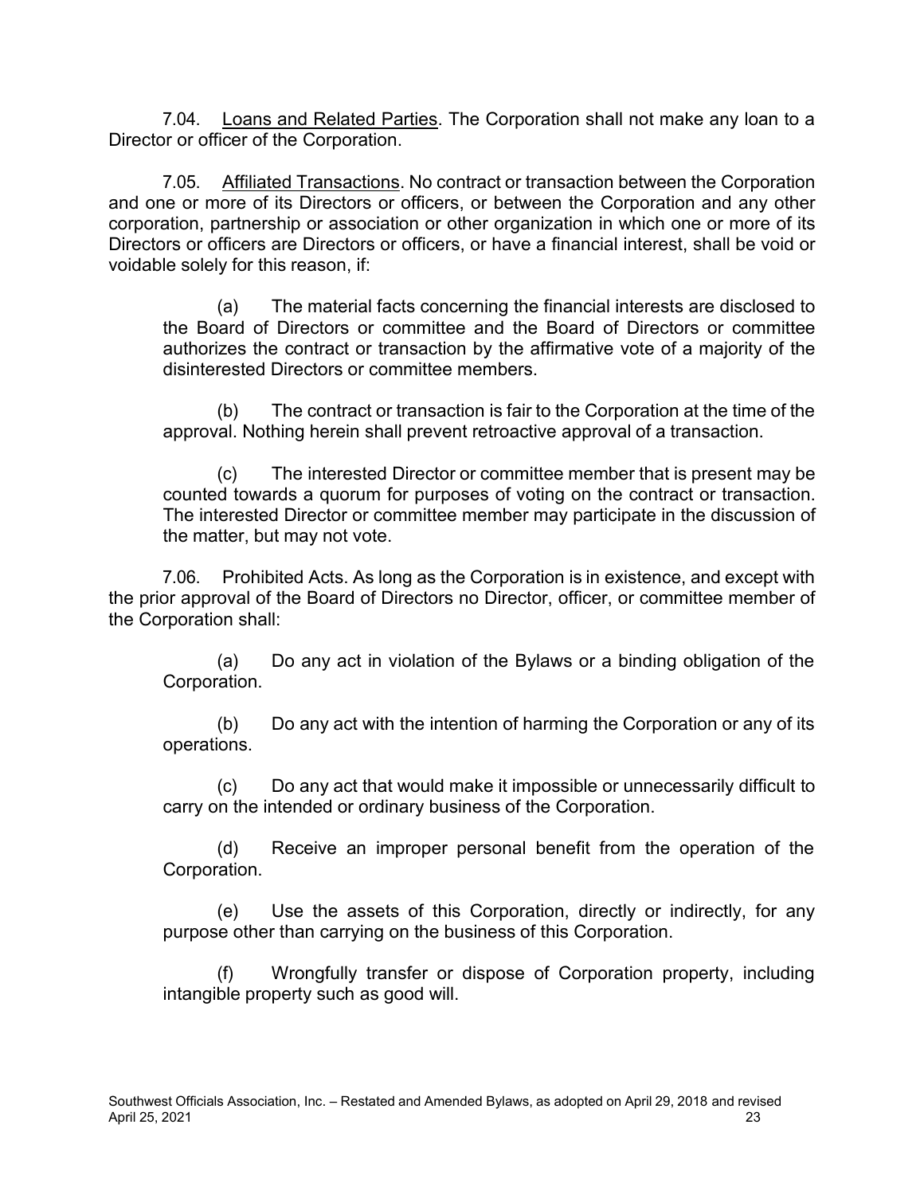7.04. <u>Loans and Related Parties</u>. The Corporation shall not make any loan to a Director or officer of the Corporation.

7.05. <u>Affiliated Transactions</u>. No contract or transaction between the Corporation and one or more of its Directors or officers, or between the Corporation and any other corporation, partnership or association or other organization in which one or more of its Directors or officers are Directors or officers, or have a financial interest, shall be void or voidable solely for this reason, if:

> (a) The material facts concerning the financial interests are disclosed to the Board of Directors or committee and the Board of Directors or committee authorizes the contract or transaction by the affirmative vote of a majority of the disinterested Directors or committee members.
>
> (b) The contract or transaction is fair to the Corporation at the time of the approval. Nothing herein shall prevent retroactive approval of a transaction.
>
> (c) The interested Director or committee member that is present may be counted towards a quorum for purposes of voting on the contract or transaction. The interested Director or committee member may participate in the discussion of the matter, but may not vote.

7.06. Prohibited Acts. As long as the Corporation is in existence, and except with the prior approval of the Board of Directors no Director, officer, or committee member of the Corporation shall:

> (a) Do any act in violation of the Bylaws or a binding obligation of the Corporation.
>
> (b) Do any act with the intention of harming the Corporation or any of its operations.
>
> (c) Do any act that would make it impossible or unnecessarily difficult to carry on the intended or ordinary business of the Corporation.
>
> (d) Receive an improper personal benefit from the operation of the Corporation.
>
> (e) Use the assets of this Corporation, directly or indirectly, for any purpose other than carrying on the business of this Corporation.
>
> (f) Wrongfully transfer or dispose of Corporation property, including intangible property such as good will.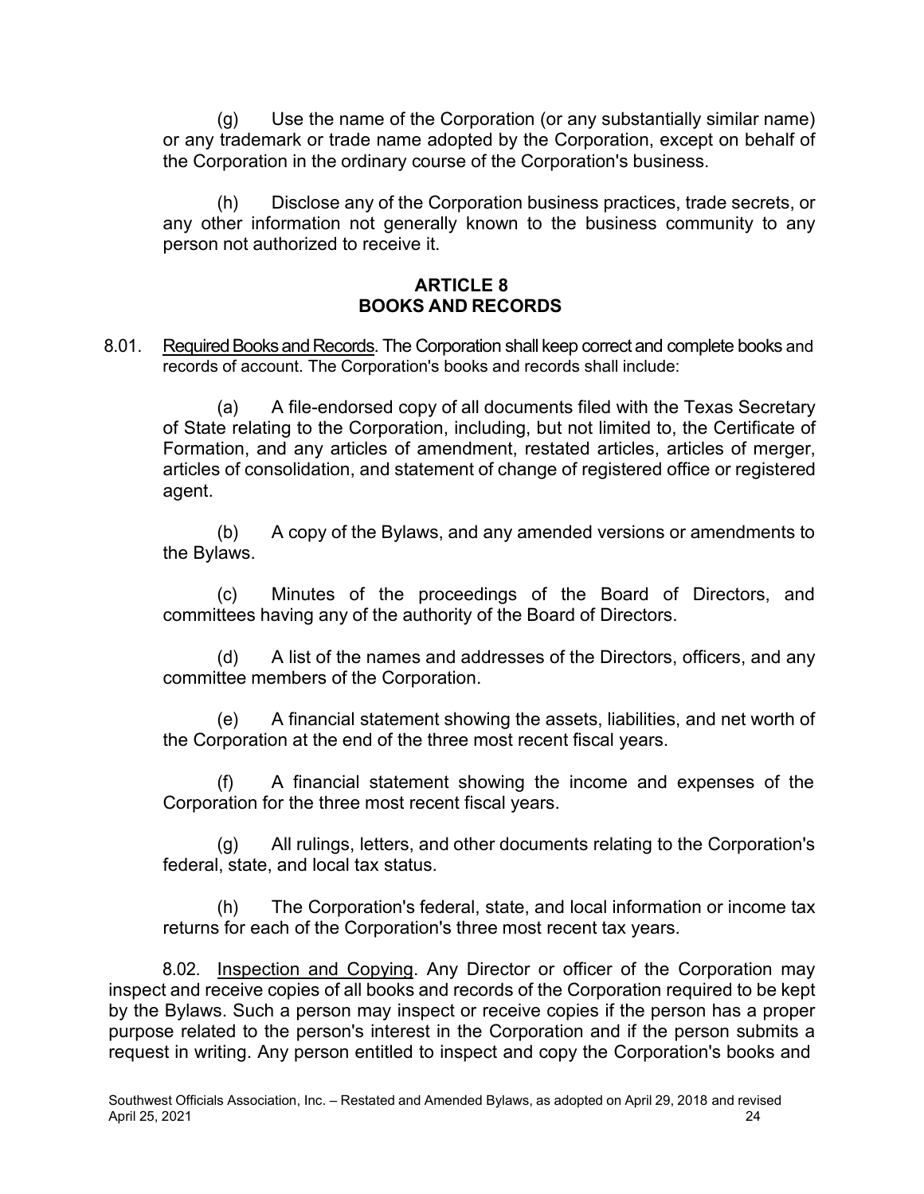(g) Use the name of the Corporation (or any substantially similar name) or any trademark or trade name adopted by the Corporation, except on behalf of the Corporation in the ordinary course of the Corporation's business.

(h) Disclose any of the Corporation business practices, trade secrets, or any other information not generally known to the business community to any person not authorized to receive it.

## ARTICLE 8
## BOOKS AND RECORDS

8.01. Required Books and Records. The Corporation shall keep correct and complete books and records of account. The Corporation's books and records shall include:

(a) A file-endorsed copy of all documents filed with the Texas Secretary of State relating to the Corporation, including, but not limited to, the Certificate of Formation, and any articles of amendment, restated articles, articles of merger, articles of consolidation, and statement of change of registered office or registered agent.

(b) A copy of the Bylaws, and any amended versions or amendments to the Bylaws.

(c) Minutes of the proceedings of the Board of Directors, and committees having any of the authority of the Board of Directors.

(d) A list of the names and addresses of the Directors, officers, and any committee members of the Corporation.

(e) A financial statement showing the assets, liabilities, and net worth of the Corporation at the end of the three most recent fiscal years.

(f) A financial statement showing the income and expenses of the Corporation for the three most recent fiscal years.

(g) All rulings, letters, and other documents relating to the Corporation's federal, state, and local tax status.

(h) The Corporation's federal, state, and local information or income tax returns for each of the Corporation's three most recent tax years.

8.02. Inspection and Copying. Any Director or officer of the Corporation may inspect and receive copies of all books and records of the Corporation required to be kept by the Bylaws. Such a person may inspect or receive copies if the person has a proper purpose related to the person's interest in the Corporation and if the person submits a request in writing. Any person entitled to inspect and copy the Corporation's books and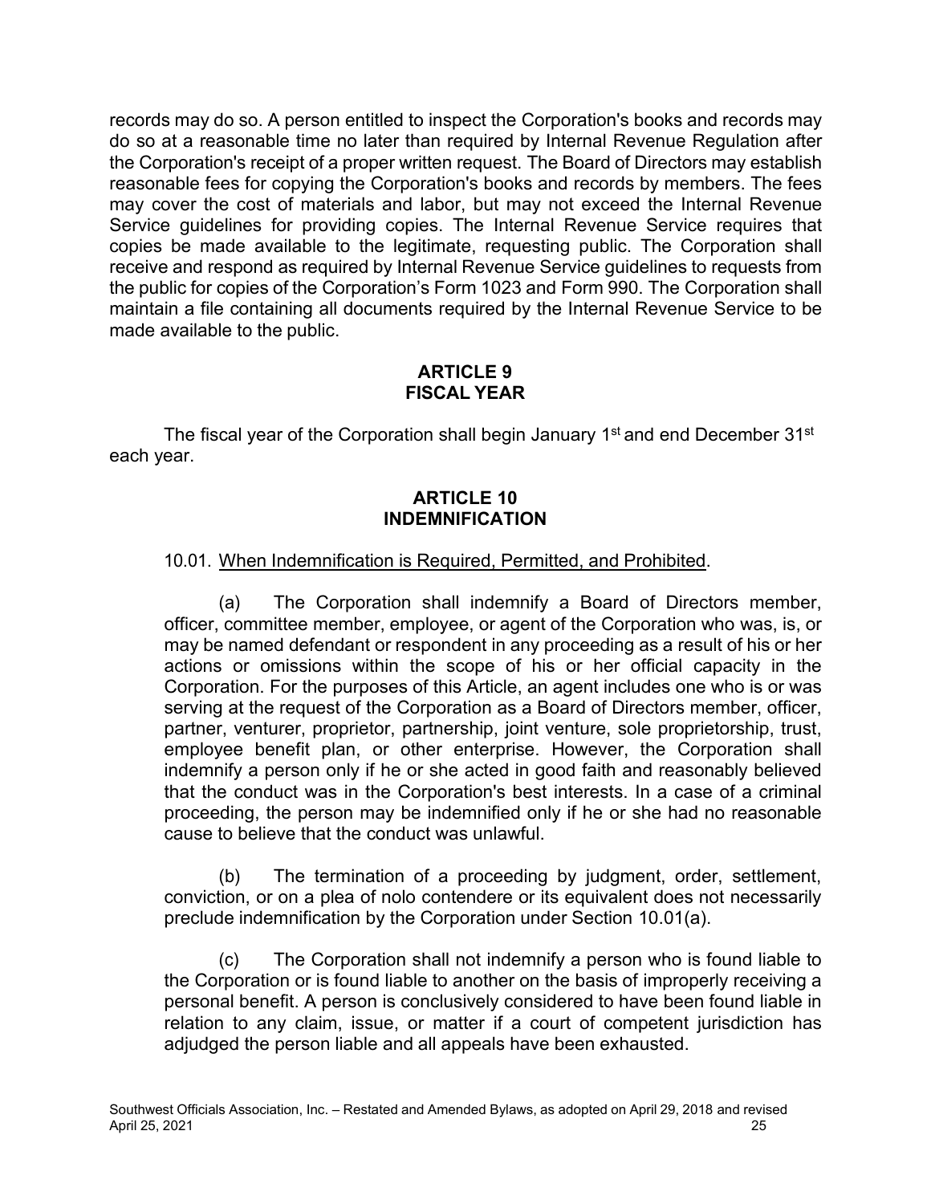records may do so. A person entitled to inspect the Corporation's books and records may do so at a reasonable time no later than required by Internal Revenue Regulation after the Corporation's receipt of a proper written request. The Board of Directors may establish reasonable fees for copying the Corporation's books and records by members. The fees may cover the cost of materials and labor, but may not exceed the Internal Revenue Service guidelines for providing copies. The Internal Revenue Service requires that copies be made available to the legitimate, requesting public. The Corporation shall receive and respond as required by Internal Revenue Service guidelines to requests from the public for copies of the Corporation's Form 1023 and Form 990. The Corporation shall maintain a file containing all documents required by the Internal Revenue Service to be made available to the public.

## ARTICLE 9
## FISCAL YEAR

The fiscal year of the Corporation shall begin January 1st and end December 31st each year.

## ARTICLE 10
## INDEMNIFICATION

10.01. When Indemnification is Required, Permitted, and Prohibited.

(a) The Corporation shall indemnify a Board of Directors member, officer, committee member, employee, or agent of the Corporation who was, is, or may be named defendant or respondent in any proceeding as a result of his or her actions or omissions within the scope of his or her official capacity in the Corporation. For the purposes of this Article, an agent includes one who is or was serving at the request of the Corporation as a Board of Directors member, officer, partner, venturer, proprietor, partnership, joint venture, sole proprietorship, trust, employee benefit plan, or other enterprise. However, the Corporation shall indemnify a person only if he or she acted in good faith and reasonably believed that the conduct was in the Corporation's best interests. In a case of a criminal proceeding, the person may be indemnified only if he or she had no reasonable cause to believe that the conduct was unlawful.

(b) The termination of a proceeding by judgment, order, settlement, conviction, or on a plea of nolo contendere or its equivalent does not necessarily preclude indemnification by the Corporation under Section 10.01(a).

(c) The Corporation shall not indemnify a person who is found liable to the Corporation or is found liable to another on the basis of improperly receiving a personal benefit. A person is conclusively considered to have been found liable in relation to any claim, issue, or matter if a court of competent jurisdiction has adjudged the person liable and all appeals have been exhausted.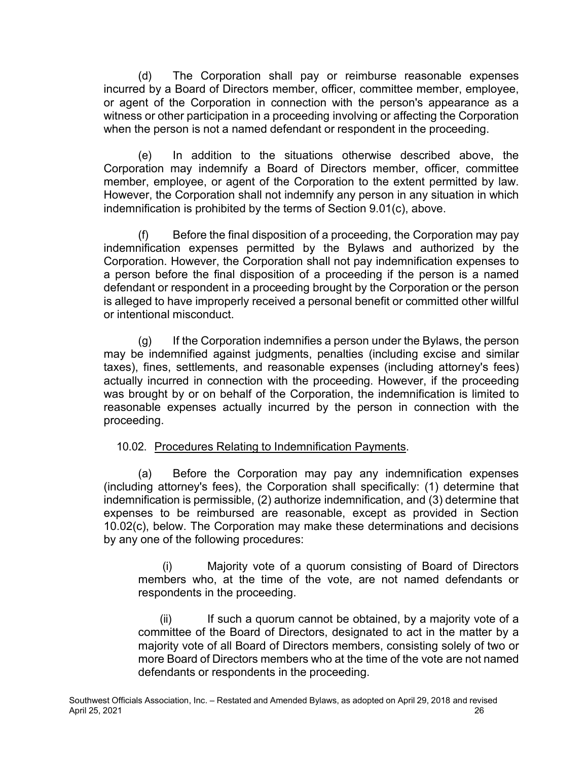(d) The Corporation shall pay or reimburse reasonable expenses incurred by a Board of Directors member, officer, committee member, employee, or agent of the Corporation in connection with the person's appearance as a witness or other participation in a proceeding involving or affecting the Corporation when the person is not a named defendant or respondent in the proceeding.

(e) In addition to the situations otherwise described above, the Corporation may indemnify a Board of Directors member, officer, committee member, employee, or agent of the Corporation to the extent permitted by law. However, the Corporation shall not indemnify any person in any situation in which indemnification is prohibited by the terms of Section 9.01(c), above.

(f) Before the final disposition of a proceeding, the Corporation may pay indemnification expenses permitted by the Bylaws and authorized by the Corporation. However, the Corporation shall not pay indemnification expenses to a person before the final disposition of a proceeding if the person is a named defendant or respondent in a proceeding brought by the Corporation or the person is alleged to have improperly received a personal benefit or committed other willful or intentional misconduct.

(g) If the Corporation indemnifies a person under the Bylaws, the person may be indemnified against judgments, penalties (including excise and similar taxes), fines, settlements, and reasonable expenses (including attorney's fees) actually incurred in connection with the proceeding. However, if the proceeding was brought by or on behalf of the Corporation, the indemnification is limited to reasonable expenses actually incurred by the person in connection with the proceeding.

10.02. Procedures Relating to Indemnification Payments.

(a) Before the Corporation may pay any indemnification expenses (including attorney's fees), the Corporation shall specifically: (1) determine that indemnification is permissible, (2) authorize indemnification, and (3) determine that expenses to be reimbursed are reasonable, except as provided in Section 10.02(c), below. The Corporation may make these determinations and decisions by any one of the following procedures:

> (i) Majority vote of a quorum consisting of Board of Directors members who, at the time of the vote, are not named defendants or respondents in the proceeding.
>
> (ii) If such a quorum cannot be obtained, by a majority vote of a committee of the Board of Directors, designated to act in the matter by a majority vote of all Board of Directors members, consisting solely of two or more Board of Directors members who at the time of the vote are not named defendants or respondents in the proceeding.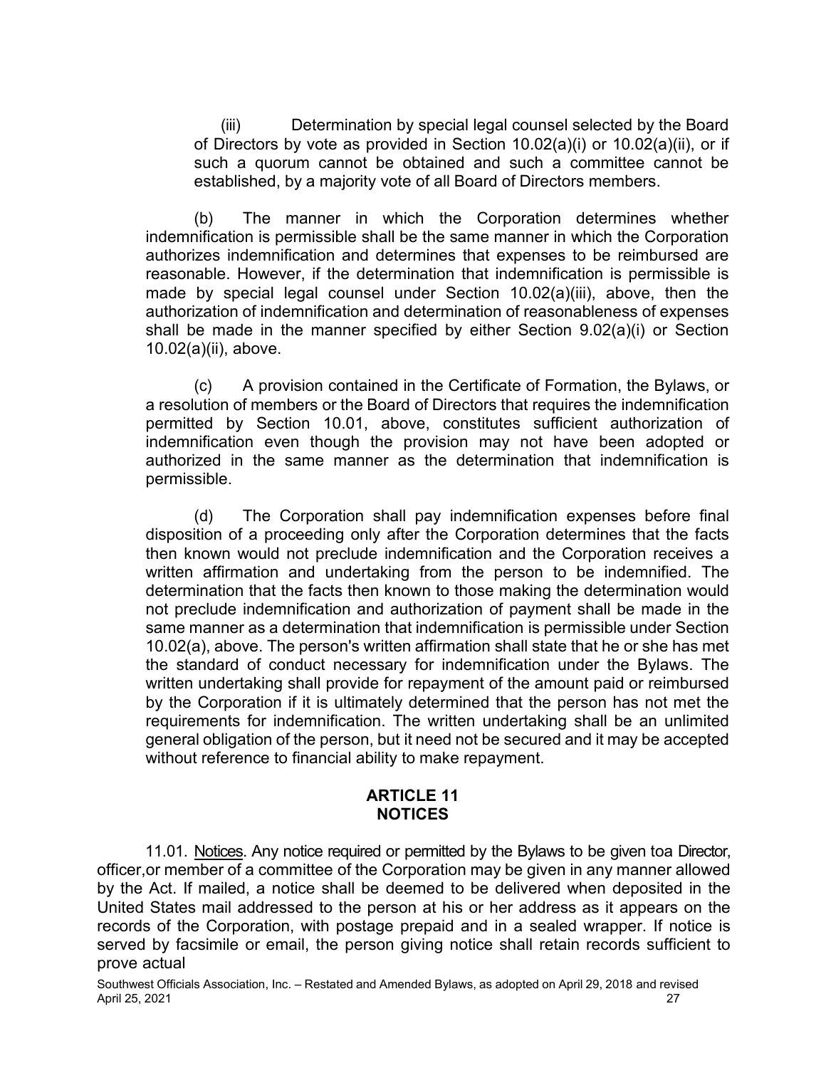(iii) Determination by special legal counsel selected by the Board of Directors by vote as provided in Section 10.02(a)(i) or 10.02(a)(ii), or if such a quorum cannot be obtained and such a committee cannot be established, by a majority vote of all Board of Directors members.

(b) The manner in which the Corporation determines whether indemnification is permissible shall be the same manner in which the Corporation authorizes indemnification and determines that expenses to be reimbursed are reasonable. However, if the determination that indemnification is permissible is made by special legal counsel under Section 10.02(a)(iii), above, then the authorization of indemnification and determination of reasonableness of expenses shall be made in the manner specified by either Section 9.02(a)(i) or Section 10.02(a)(ii), above.

(c) A provision contained in the Certificate of Formation, the Bylaws, or a resolution of members or the Board of Directors that requires the indemnification permitted by Section 10.01, above, constitutes sufficient authorization of indemnification even though the provision may not have been adopted or authorized in the same manner as the determination that indemnification is permissible.

(d) The Corporation shall pay indemnification expenses before final disposition of a proceeding only after the Corporation determines that the facts then known would not preclude indemnification and the Corporation receives a written affirmation and undertaking from the person to be indemnified. The determination that the facts then known to those making the determination would not preclude indemnification and authorization of payment shall be made in the same manner as a determination that indemnification is permissible under Section 10.02(a), above. The person's written affirmation shall state that he or she has met the standard of conduct necessary for indemnification under the Bylaws. The written undertaking shall provide for repayment of the amount paid or reimbursed by the Corporation if it is ultimately determined that the person has not met the requirements for indemnification. The written undertaking shall be an unlimited general obligation of the person, but it need not be secured and it may be accepted without reference to financial ability to make repayment.

## ARTICLE 11
## NOTICES

11.01. Notices. Any notice required or permitted by the Bylaws to be given toa Director, officer,or member of a committee of the Corporation may be given in any manner allowed by the Act. If mailed, a notice shall be deemed to be delivered when deposited in the United States mail addressed to the person at his or her address as it appears on the records of the Corporation, with postage prepaid and in a sealed wrapper. If notice is served by facsimile or email, the person giving notice shall retain records sufficient to prove actual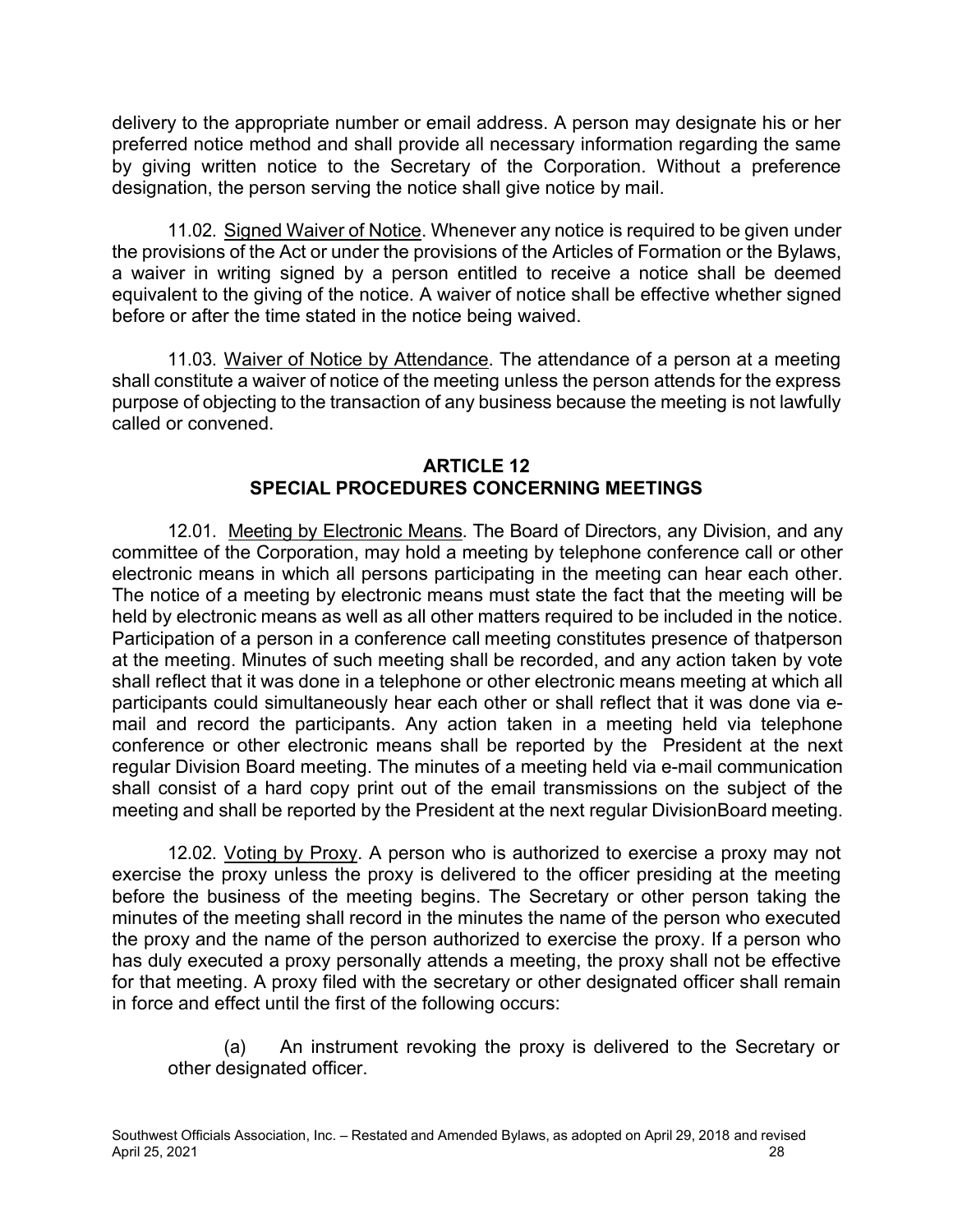delivery to the appropriate number or email address. A person may designate his or her preferred notice method and shall provide all necessary information regarding the same by giving written notice to the Secretary of the Corporation. Without a preference designation, the person serving the notice shall give notice by mail.

11.02. Signed Waiver of Notice. Whenever any notice is required to be given under the provisions of the Act or under the provisions of the Articles of Formation or the Bylaws, a waiver in writing signed by a person entitled to receive a notice shall be deemed equivalent to the giving of the notice. A waiver of notice shall be effective whether signed before or after the time stated in the notice being waived.

11.03. Waiver of Notice by Attendance. The attendance of a person at a meeting shall constitute a waiver of notice of the meeting unless the person attends for the express purpose of objecting to the transaction of any business because the meeting is not lawfully called or convened.

## ARTICLE 12
## SPECIAL PROCEDURES CONCERNING MEETINGS

12.01. Meeting by Electronic Means. The Board of Directors, any Division, and any committee of the Corporation, may hold a meeting by telephone conference call or other electronic means in which all persons participating in the meeting can hear each other. The notice of a meeting by electronic means must state the fact that the meeting will be held by electronic means as well as all other matters required to be included in the notice. Participation of a person in a conference call meeting constitutes presence of thatperson at the meeting. Minutes of such meeting shall be recorded, and any action taken by vote shall reflect that it was done in a telephone or other electronic means meeting at which all participants could simultaneously hear each other or shall reflect that it was done via e-mail and record the participants. Any action taken in a meeting held via telephone conference or other electronic means shall be reported by the President at the next regular Division Board meeting. The minutes of a meeting held via e-mail communication shall consist of a hard copy print out of the email transmissions on the subject of the meeting and shall be reported by the President at the next regular DivisionBoard meeting.

12.02. Voting by Proxy. A person who is authorized to exercise a proxy may not exercise the proxy unless the proxy is delivered to the officer presiding at the meeting before the business of the meeting begins. The Secretary or other person taking the minutes of the meeting shall record in the minutes the name of the person who executed the proxy and the name of the person authorized to exercise the proxy. If a person who has duly executed a proxy personally attends a meeting, the proxy shall not be effective for that meeting. A proxy filed with the secretary or other designated officer shall remain in force and effect until the first of the following occurs:

(a) An instrument revoking the proxy is delivered to the Secretary or other designated officer.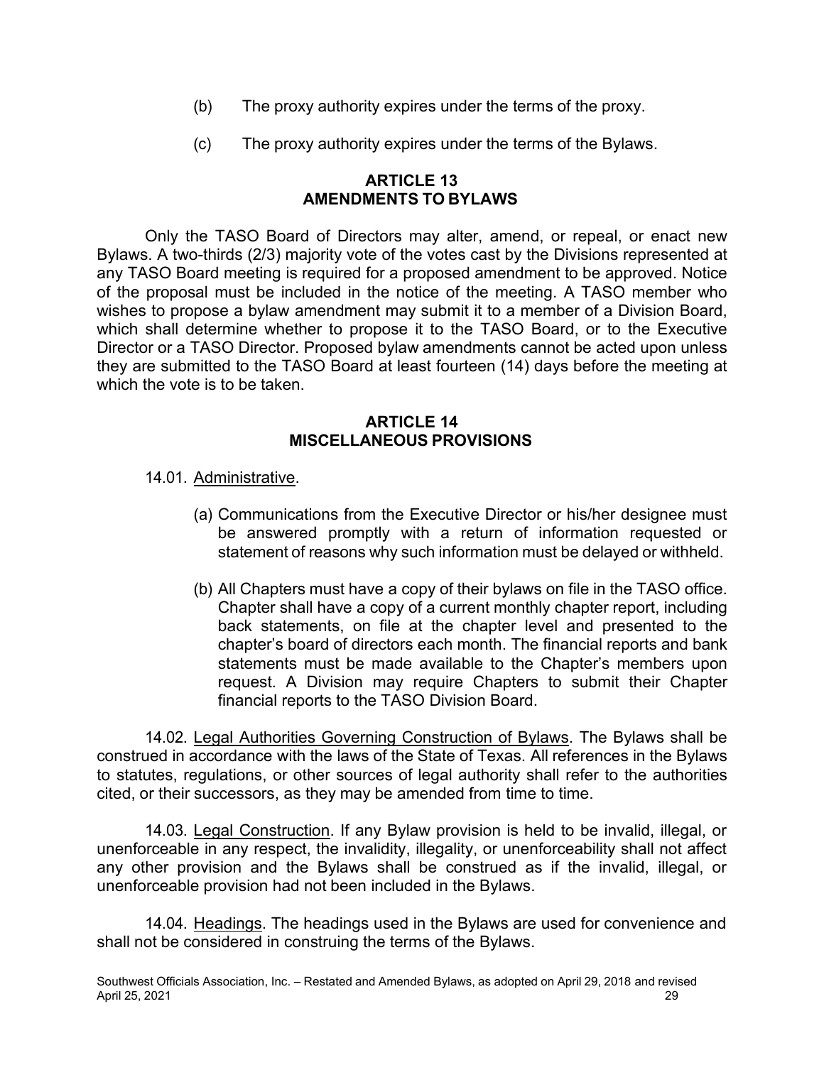(b) The proxy authority expires under the terms of the proxy.

(c) The proxy authority expires under the terms of the Bylaws.

## ARTICLE 13
## AMENDMENTS TO BYLAWS

Only the TASO Board of Directors may alter, amend, or repeal, or enact new Bylaws. A two-thirds (2/3) majority vote of the votes cast by the Divisions represented at any TASO Board meeting is required for a proposed amendment to be approved. Notice of the proposal must be included in the notice of the meeting. A TASO member who wishes to propose a bylaw amendment may submit it to a member of a Division Board, which shall determine whether to propose it to the TASO Board, or to the Executive Director or a TASO Director. Proposed bylaw amendments cannot be acted upon unless they are submitted to the TASO Board at least fourteen (14) days before the meeting at which the vote is to be taken.

## ARTICLE 14
## MISCELLANEOUS PROVISIONS

14.01. Administrative.

(a) Communications from the Executive Director or his/her designee must be answered promptly with a return of information requested or statement of reasons why such information must be delayed or withheld.

(b) All Chapters must have a copy of their bylaws on file in the TASO office. Chapter shall have a copy of a current monthly chapter report, including back statements, on file at the chapter level and presented to the chapter's board of directors each month. The financial reports and bank statements must be made available to the Chapter's members upon request. A Division may require Chapters to submit their Chapter financial reports to the TASO Division Board.

14.02. Legal Authorities Governing Construction of Bylaws. The Bylaws shall be construed in accordance with the laws of the State of Texas. All references in the Bylaws to statutes, regulations, or other sources of legal authority shall refer to the authorities cited, or their successors, as they may be amended from time to time.

14.03. Legal Construction. If any Bylaw provision is held to be invalid, illegal, or unenforceable in any respect, the invalidity, illegality, or unenforceability shall not affect any other provision and the Bylaws shall be construed as if the invalid, illegal, or unenforceable provision had not been included in the Bylaws.

14.04. Headings. The headings used in the Bylaws are used for convenience and shall not be considered in construing the terms of the Bylaws.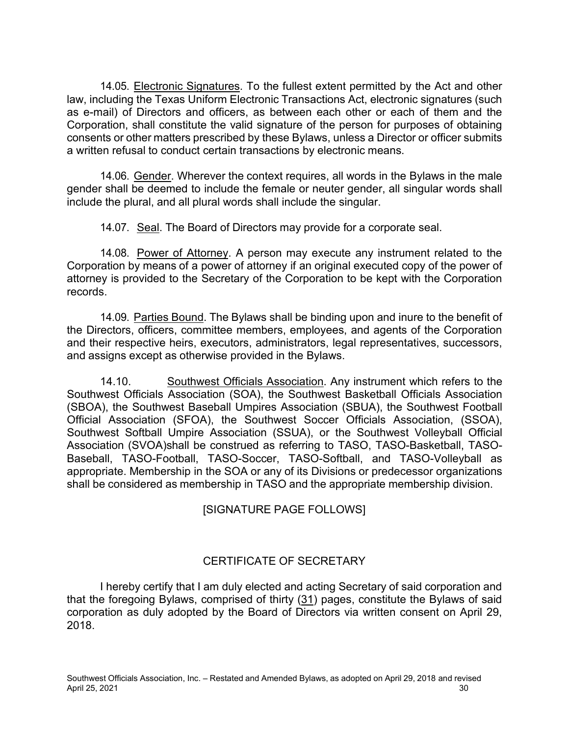14.05. Electronic Signatures. To the fullest extent permitted by the Act and other law, including the Texas Uniform Electronic Transactions Act, electronic signatures (such as e-mail) of Directors and officers, as between each other or each of them and the Corporation, shall constitute the valid signature of the person for purposes of obtaining consents or other matters prescribed by these Bylaws, unless a Director or officer submits a written refusal to conduct certain transactions by electronic means.

14.06. Gender. Wherever the context requires, all words in the Bylaws in the male gender shall be deemed to include the female or neuter gender, all singular words shall include the plural, and all plural words shall include the singular.

14.07. Seal. The Board of Directors may provide for a corporate seal.

14.08. Power of Attorney. A person may execute any instrument related to the Corporation by means of a power of attorney if an original executed copy of the power of attorney is provided to the Secretary of the Corporation to be kept with the Corporation records.

14.09. Parties Bound. The Bylaws shall be binding upon and inure to the benefit of the Directors, officers, committee members, employees, and agents of the Corporation and their respective heirs, executors, administrators, legal representatives, successors, and assigns except as otherwise provided in the Bylaws.

14.10. Southwest Officials Association. Any instrument which refers to the Southwest Officials Association (SOA), the Southwest Basketball Officials Association (SBOA), the Southwest Baseball Umpires Association (SBUA), the Southwest Football Official Association (SFOA), the Southwest Soccer Officials Association, (SSOA), Southwest Softball Umpire Association (SSUA), or the Southwest Volleyball Official Association (SVOA)shall be construed as referring to TASO, TASO-Basketball, TASO-Baseball, TASO-Football, TASO-Soccer, TASO-Softball, and TASO-Volleyball as appropriate. Membership in the SOA or any of its Divisions or predecessor organizations shall be considered as membership in TASO and the appropriate membership division.

[SIGNATURE PAGE FOLLOWS]

## CERTIFICATE OF SECRETARY

I hereby certify that I am duly elected and acting Secretary of said corporation and that the foregoing Bylaws, comprised of thirty (31) pages, constitute the Bylaws of said corporation as duly adopted by the Board of Directors via written consent on April 29, 2018.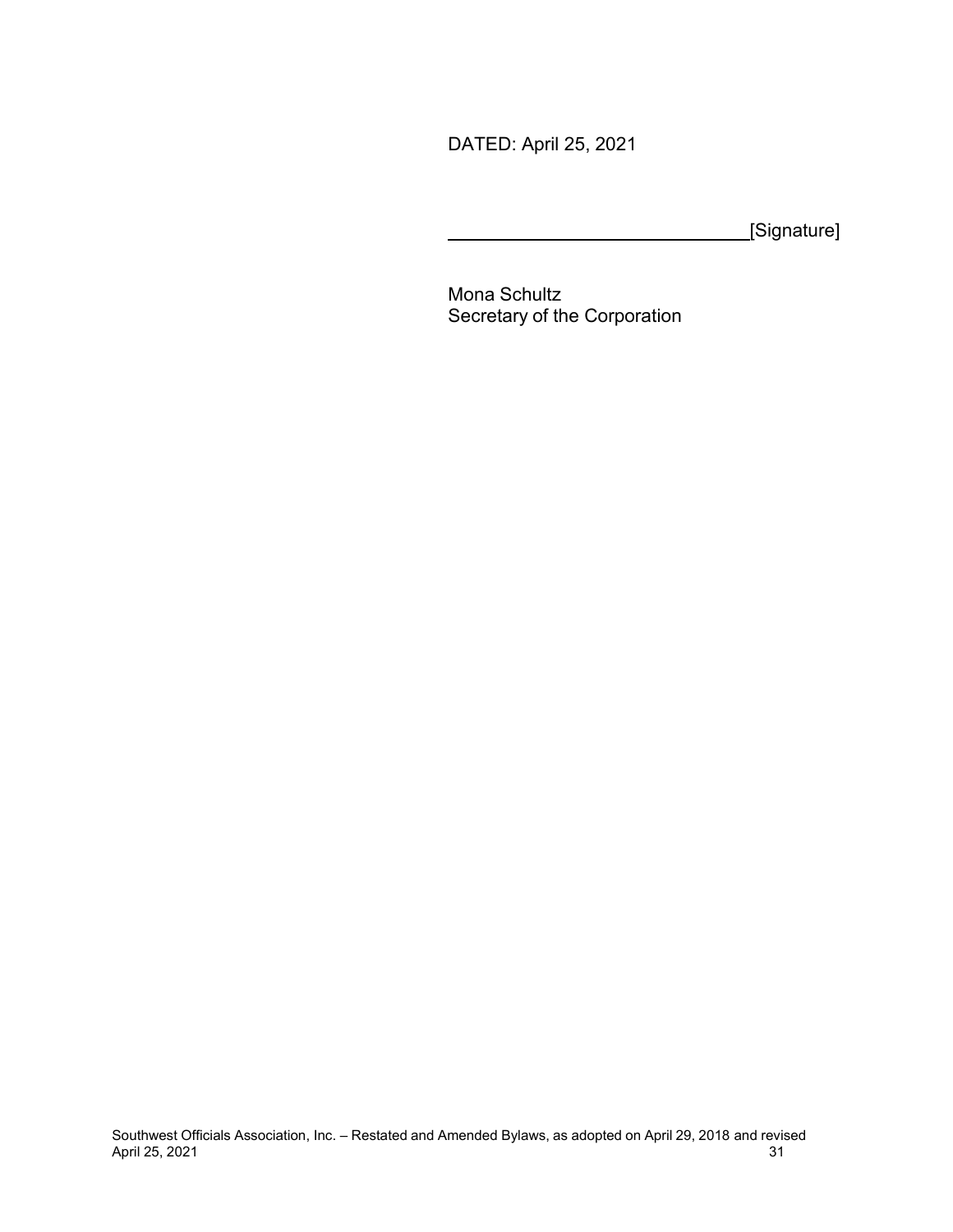DATED: April 25, 2021

_____________________________[Signature]

Mona Schultz
Secretary of the Corporation